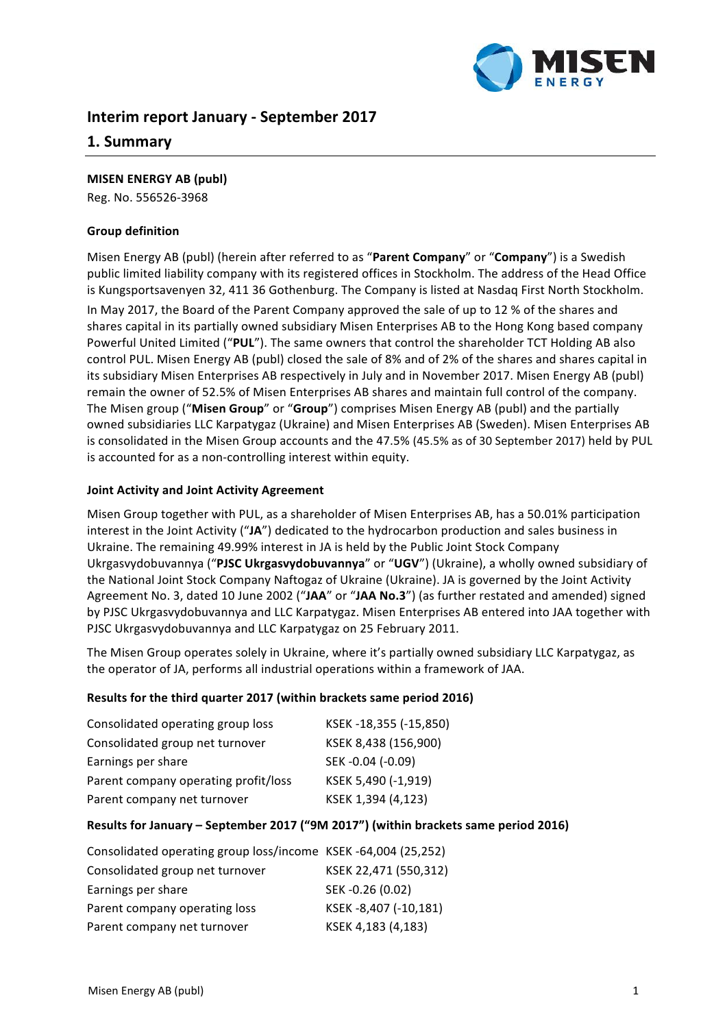# Interim report January - September 2017

## 1. Summary

**MISEN ENERGY AB (publ)**
Reg. No. 556526-3968

**Group definition**

Misen Energy AB (publ) (herein after referred to as "**Parent Company**" or "**Company**") is a Swedish public limited liability company with its registered offices in Stockholm. The address of the Head Office is Kungsportsavenyen 32, 411 36 Gothenburg. The Company is listed at Nasdaq First North Stockholm.

In May 2017, the Board of the Parent Company approved the sale of up to 12 % of the shares and shares capital in its partially owned subsidiary Misen Enterprises AB to the Hong Kong based company Powerful United Limited ("**PUL**"). The same owners that control the shareholder TCT Holding AB also control PUL. Misen Energy AB (publ) closed the sale of 8% and of 2% of the shares and shares capital in its subsidiary Misen Enterprises AB respectively in July and in November 2017. Misen Energy AB (publ) remain the owner of 52.5% of Misen Enterprises AB shares and maintain full control of the company. The Misen group ("**Misen Group**" or "**Group**") comprises Misen Energy AB (publ) and the partially owned subsidiaries LLC Karpatygaz (Ukraine) and Misen Enterprises AB (Sweden). Misen Enterprises AB is consolidated in the Misen Group accounts and the 47.5% (45.5% as of 30 September 2017) held by PUL is accounted for as a non-controlling interest within equity.

**Joint Activity and Joint Activity Agreement**

Misen Group together with PUL, as a shareholder of Misen Enterprises AB, has a 50.01% participation interest in the Joint Activity ("**JA**") dedicated to the hydrocarbon production and sales business in Ukraine. The remaining 49.99% interest in JA is held by the Public Joint Stock Company Ukrgasvydobuvannya ("**PJSC Ukrgasvydobuvannya**" or "**UGV**") (Ukraine), a wholly owned subsidiary of the National Joint Stock Company Naftogaz of Ukraine (Ukraine). JA is governed by the Joint Activity Agreement No. 3, dated 10 June 2002 ("**JAA**" or "**JAA No.3**") (as further restated and amended) signed by PJSC Ukrgasvydobuvannya and LLC Karpatygaz. Misen Enterprises AB entered into JAA together with PJSC Ukrgasvydobuvannya and LLC Karpatygaz on 25 February 2011.

The Misen Group operates solely in Ukraine, where it's partially owned subsidiary LLC Karpatygaz, as the operator of JA, performs all industrial operations within a framework of JAA.

**Results for the third quarter 2017 (within brackets same period 2016)**

| | |
|---|---|
| Consolidated operating group loss | KSEK -18,355 (-15,850) |
| Consolidated group net turnover | KSEK 8,438 (156,900) |
| Earnings per share | SEK -0.04 (-0.09) |
| Parent company operating profit/loss | KSEK 5,490 (-1,919) |
| Parent company net turnover | KSEK 1,394 (4,123) |

**Results for January – September 2017 ("9M 2017") (within brackets same period 2016)**

| | |
|---|---|
| Consolidated operating group loss/income | KSEK -64,004 (25,252) |
| Consolidated group net turnover | KSEK 22,471 (550,312) |
| Earnings per share | SEK -0.26 (0.02) |
| Parent company operating loss | KSEK -8,407 (-10,181) |
| Parent company net turnover | KSEK 4,183 (4,183) |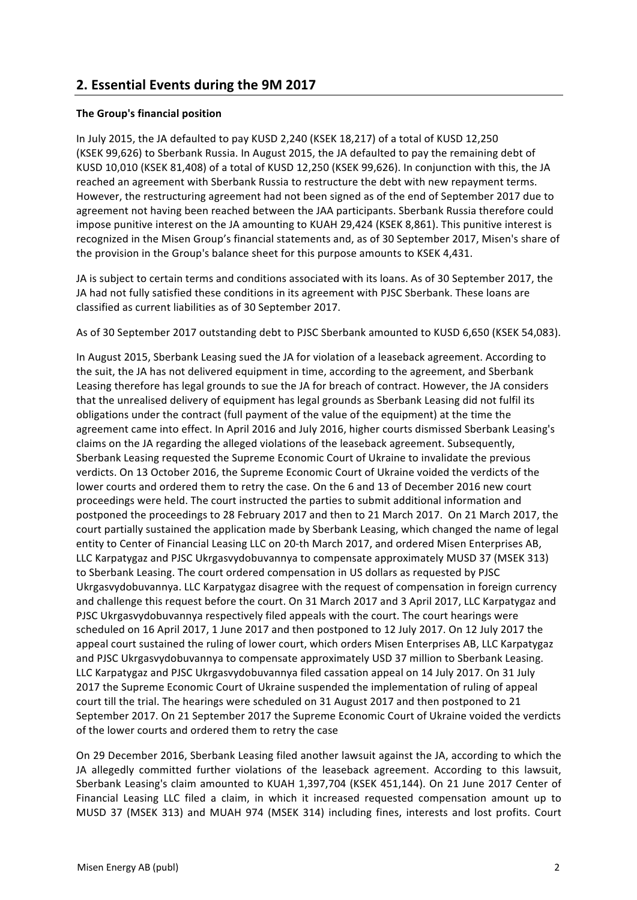## 2. Essential Events during the 9M 2017

**The Group's financial position**

In July 2015, the JA defaulted to pay KUSD 2,240 (KSEK 18,217) of a total of KUSD 12,250 (KSEK 99,626) to Sberbank Russia. In August 2015, the JA defaulted to pay the remaining debt of KUSD 10,010 (KSEK 81,408) of a total of KUSD 12,250 (KSEK 99,626). In conjunction with this, the JA reached an agreement with Sberbank Russia to restructure the debt with new repayment terms. However, the restructuring agreement had not been signed as of the end of September 2017 due to agreement not having been reached between the JAA participants. Sberbank Russia therefore could impose punitive interest on the JA amounting to KUAH 29,424 (KSEK 8,861). This punitive interest is recognized in the Misen Group's financial statements and, as of 30 September 2017, Misen's share of the provision in the Group's balance sheet for this purpose amounts to KSEK 4,431.

JA is subject to certain terms and conditions associated with its loans. As of 30 September 2017, the JA had not fully satisfied these conditions in its agreement with PJSC Sberbank. These loans are classified as current liabilities as of 30 September 2017.

As of 30 September 2017 outstanding debt to PJSC Sberbank amounted to KUSD 6,650 (KSEK 54,083).

In August 2015, Sberbank Leasing sued the JA for violation of a leaseback agreement. According to the suit, the JA has not delivered equipment in time, according to the agreement, and Sberbank Leasing therefore has legal grounds to sue the JA for breach of contract. However, the JA considers that the unrealised delivery of equipment has legal grounds as Sberbank Leasing did not fulfil its obligations under the contract (full payment of the value of the equipment) at the time the agreement came into effect. In April 2016 and July 2016, higher courts dismissed Sberbank Leasing's claims on the JA regarding the alleged violations of the leaseback agreement. Subsequently, Sberbank Leasing requested the Supreme Economic Court of Ukraine to invalidate the previous verdicts. On 13 October 2016, the Supreme Economic Court of Ukraine voided the verdicts of the lower courts and ordered them to retry the case. On the 6 and 13 of December 2016 new court proceedings were held. The court instructed the parties to submit additional information and postponed the proceedings to 28 February 2017 and then to 21 March 2017. On 21 March 2017, the court partially sustained the application made by Sberbank Leasing, which changed the name of legal entity to Center of Financial Leasing LLC on 20-th March 2017, and ordered Misen Enterprises AB, LLC Karpatygaz and PJSC Ukrgasvydobuvannya to compensate approximately MUSD 37 (MSEK 313) to Sberbank Leasing. The court ordered compensation in US dollars as requested by PJSC Ukrgasvydobuvannya. LLC Karpatygaz disagree with the request of compensation in foreign currency and challenge this request before the court. On 31 March 2017 and 3 April 2017, LLC Karpatygaz and PJSC Ukrgasvydobuvannya respectively filed appeals with the court. The court hearings were scheduled on 16 April 2017, 1 June 2017 and then postponed to 12 July 2017. On 12 July 2017 the appeal court sustained the ruling of lower court, which orders Misen Enterprises AB, LLC Karpatygaz and PJSC Ukrgasvydobuvannya to compensate approximately USD 37 million to Sberbank Leasing. LLC Karpatygaz and PJSC Ukrgasvydobuvannya filed cassation appeal on 14 July 2017. On 31 July 2017 the Supreme Economic Court of Ukraine suspended the implementation of ruling of appeal court till the trial. The hearings were scheduled on 31 August 2017 and then postponed to 21 September 2017. On 21 September 2017 the Supreme Economic Court of Ukraine voided the verdicts of the lower courts and ordered them to retry the case

On 29 December 2016, Sberbank Leasing filed another lawsuit against the JA, according to which the JA allegedly committed further violations of the leaseback agreement. According to this lawsuit, Sberbank Leasing's claim amounted to KUAH 1,397,704 (KSEK 451,144). On 21 June 2017 Center of Financial Leasing LLC filed a claim, in which it increased requested compensation amount up to MUSD 37 (MSEK 313) and MUAH 974 (MSEK 314) including fines, interests and lost profits. Court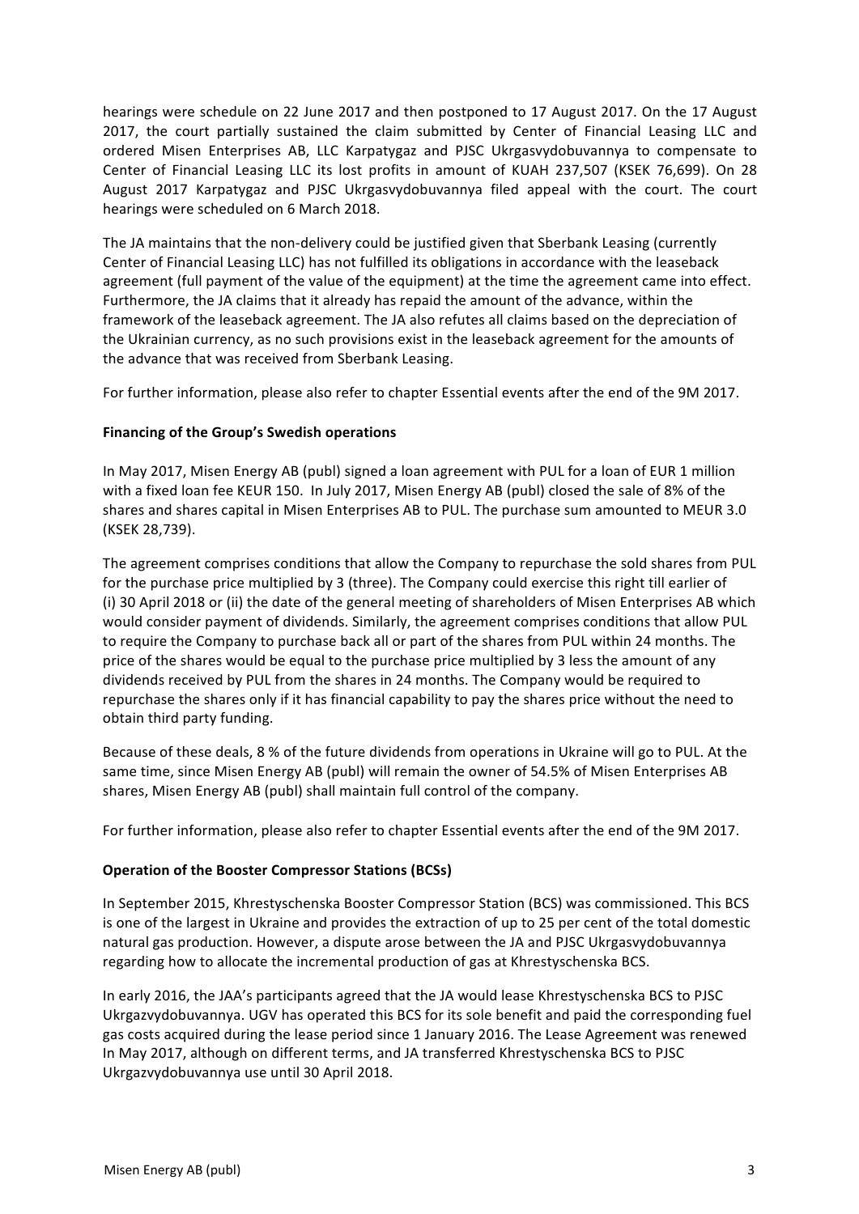hearings were schedule on 22 June 2017 and then postponed to 17 August 2017. On the 17 August 2017, the court partially sustained the claim submitted by Center of Financial Leasing LLC and ordered Misen Enterprises AB, LLC Karpatygaz and PJSC Ukrgasvydobuvannya to compensate to Center of Financial Leasing LLC its lost profits in amount of KUAH 237,507 (KSEK 76,699). On 28 August 2017 Karpatygaz and PJSC Ukrgasvydobuvannya filed appeal with the court. The court hearings were scheduled on 6 March 2018.

The JA maintains that the non-delivery could be justified given that Sberbank Leasing (currently Center of Financial Leasing LLC) has not fulfilled its obligations in accordance with the leaseback agreement (full payment of the value of the equipment) at the time the agreement came into effect. Furthermore, the JA claims that it already has repaid the amount of the advance, within the framework of the leaseback agreement. The JA also refutes all claims based on the depreciation of the Ukrainian currency, as no such provisions exist in the leaseback agreement for the amounts of the advance that was received from Sberbank Leasing.

For further information, please also refer to chapter Essential events after the end of the 9M 2017.

**Financing of the Group's Swedish operations**

In May 2017, Misen Energy AB (publ) signed a loan agreement with PUL for a loan of EUR 1 million with a fixed loan fee KEUR 150. In July 2017, Misen Energy AB (publ) closed the sale of 8% of the shares and shares capital in Misen Enterprises AB to PUL. The purchase sum amounted to MEUR 3.0 (KSEK 28,739).

The agreement comprises conditions that allow the Company to repurchase the sold shares from PUL for the purchase price multiplied by 3 (three). The Company could exercise this right till earlier of (i) 30 April 2018 or (ii) the date of the general meeting of shareholders of Misen Enterprises AB which would consider payment of dividends. Similarly, the agreement comprises conditions that allow PUL to require the Company to purchase back all or part of the shares from PUL within 24 months. The price of the shares would be equal to the purchase price multiplied by 3 less the amount of any dividends received by PUL from the shares in 24 months. The Company would be required to repurchase the shares only if it has financial capability to pay the shares price without the need to obtain third party funding.

Because of these deals, 8 % of the future dividends from operations in Ukraine will go to PUL. At the same time, since Misen Energy AB (publ) will remain the owner of 54.5% of Misen Enterprises AB shares, Misen Energy AB (publ) shall maintain full control of the company.

For further information, please also refer to chapter Essential events after the end of the 9M 2017.

**Operation of the Booster Compressor Stations (BCSs)**

In September 2015, Khrestyschenska Booster Compressor Station (BCS) was commissioned. This BCS is one of the largest in Ukraine and provides the extraction of up to 25 per cent of the total domestic natural gas production. However, a dispute arose between the JA and PJSC Ukrgasvydobuvannya regarding how to allocate the incremental production of gas at Khrestyschenska BCS.

In early 2016, the JAA's participants agreed that the JA would lease Khrestyschenska BCS to PJSC Ukrgazvydobuvannya. UGV has operated this BCS for its sole benefit and paid the corresponding fuel gas costs acquired during the lease period since 1 January 2016. The Lease Agreement was renewed In May 2017, although on different terms, and JA transferred Khrestyschenska BCS to PJSC Ukrgazvydobuvannya use until 30 April 2018.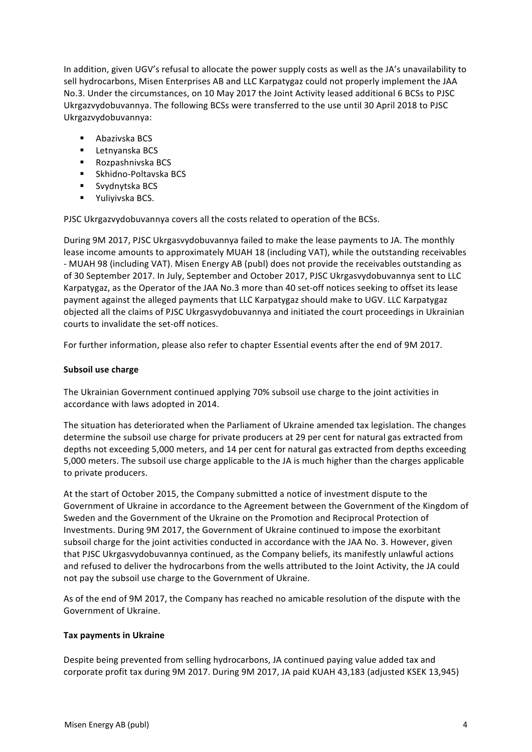In addition, given UGV's refusal to allocate the power supply costs as well as the JA's unavailability to sell hydrocarbons, Misen Enterprises AB and LLC Karpatygaz could not properly implement the JAA No.3. Under the circumstances, on 10 May 2017 the Joint Activity leased additional 6 BCSs to PJSC Ukrgazvydobuvannya. The following BCSs were transferred to the use until 30 April 2018 to PJSC Ukrgazvydobuvannya:

- Abazivska BCS
- Letnyanska BCS
- Rozpashnivska BCS
- Skhidno-Poltavska BCS
- Svydnytska BCS
- Yuliyivska BCS.

PJSC Ukrgazvydobuvannya covers all the costs related to operation of the BCSs.

During 9M 2017, PJSC Ukrgasvydobuvannya failed to make the lease payments to JA. The monthly lease income amounts to approximately MUAH 18 (including VAT), while the outstanding receivables - MUAH 98 (including VAT). Misen Energy AB (publ) does not provide the receivables outstanding as of 30 September 2017. In July, September and October 2017, PJSC Ukrgasvydobuvannya sent to LLC Karpatygaz, as the Operator of the JAA No.3 more than 40 set-off notices seeking to offset its lease payment against the alleged payments that LLC Karpatygaz should make to UGV. LLC Karpatygaz objected all the claims of PJSC Ukrgasvydobuvannya and initiated the court proceedings in Ukrainian courts to invalidate the set-off notices.

For further information, please also refer to chapter Essential events after the end of 9M 2017.

**Subsoil use charge**

The Ukrainian Government continued applying 70% subsoil use charge to the joint activities in accordance with laws adopted in 2014.

The situation has deteriorated when the Parliament of Ukraine amended tax legislation. The changes determine the subsoil use charge for private producers at 29 per cent for natural gas extracted from depths not exceeding 5,000 meters, and 14 per cent for natural gas extracted from depths exceeding 5,000 meters. The subsoil use charge applicable to the JA is much higher than the charges applicable to private producers.

At the start of October 2015, the Company submitted a notice of investment dispute to the Government of Ukraine in accordance to the Agreement between the Government of the Kingdom of Sweden and the Government of the Ukraine on the Promotion and Reciprocal Protection of Investments. During 9M 2017, the Government of Ukraine continued to impose the exorbitant subsoil charge for the joint activities conducted in accordance with the JAA No. 3. However, given that PJSC Ukrgasvydobuvannya continued, as the Company beliefs, its manifestly unlawful actions and refused to deliver the hydrocarbons from the wells attributed to the Joint Activity, the JA could not pay the subsoil use charge to the Government of Ukraine.

As of the end of 9M 2017, the Company has reached no amicable resolution of the dispute with the Government of Ukraine.

**Tax payments in Ukraine**

Despite being prevented from selling hydrocarbons, JA continued paying value added tax and corporate profit tax during 9M 2017. During 9M 2017, JA paid KUAH 43,183 (adjusted KSEK 13,945)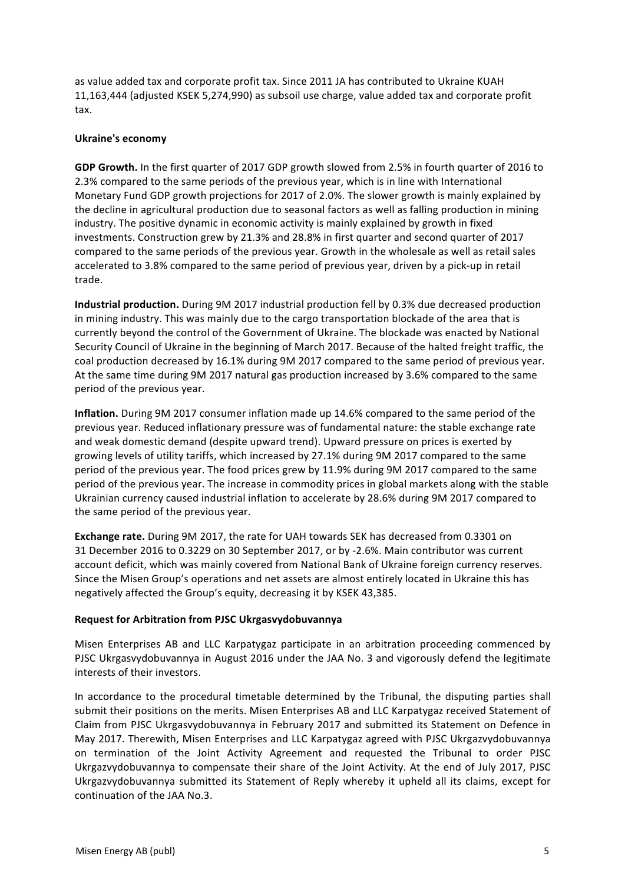as value added tax and corporate profit tax. Since 2011 JA has contributed to Ukraine KUAH 11,163,444 (adjusted KSEK 5,274,990) as subsoil use charge, value added tax and corporate profit tax.

**Ukraine's economy**

**GDP Growth.** In the first quarter of 2017 GDP growth slowed from 2.5% in fourth quarter of 2016 to 2.3% compared to the same periods of the previous year, which is in line with International Monetary Fund GDP growth projections for 2017 of 2.0%. The slower growth is mainly explained by the decline in agricultural production due to seasonal factors as well as falling production in mining industry. The positive dynamic in economic activity is mainly explained by growth in fixed investments. Construction grew by 21.3% and 28.8% in first quarter and second quarter of 2017 compared to the same periods of the previous year. Growth in the wholesale as well as retail sales accelerated to 3.8% compared to the same period of previous year, driven by a pick-up in retail trade.

**Industrial production.** During 9M 2017 industrial production fell by 0.3% due decreased production in mining industry. This was mainly due to the cargo transportation blockade of the area that is currently beyond the control of the Government of Ukraine. The blockade was enacted by National Security Council of Ukraine in the beginning of March 2017. Because of the halted freight traffic, the coal production decreased by 16.1% during 9M 2017 compared to the same period of previous year. At the same time during 9M 2017 natural gas production increased by 3.6% compared to the same period of the previous year.

**Inflation.** During 9M 2017 consumer inflation made up 14.6% compared to the same period of the previous year. Reduced inflationary pressure was of fundamental nature: the stable exchange rate and weak domestic demand (despite upward trend). Upward pressure on prices is exerted by growing levels of utility tariffs, which increased by 27.1% during 9M 2017 compared to the same period of the previous year. The food prices grew by 11.9% during 9M 2017 compared to the same period of the previous year. The increase in commodity prices in global markets along with the stable Ukrainian currency caused industrial inflation to accelerate by 28.6% during 9M 2017 compared to the same period of the previous year.

**Exchange rate.** During 9M 2017, the rate for UAH towards SEK has decreased from 0.3301 on 31 December 2016 to 0.3229 on 30 September 2017, or by -2.6%. Main contributor was current account deficit, which was mainly covered from National Bank of Ukraine foreign currency reserves. Since the Misen Group's operations and net assets are almost entirely located in Ukraine this has negatively affected the Group's equity, decreasing it by KSEK 43,385.

**Request for Arbitration from PJSC Ukrgasvydobuvannya**

Misen Enterprises AB and LLC Karpatygaz participate in an arbitration proceeding commenced by PJSC Ukrgasvydobuvannya in August 2016 under the JAA No. 3 and vigorously defend the legitimate interests of their investors.

In accordance to the procedural timetable determined by the Tribunal, the disputing parties shall submit their positions on the merits. Misen Enterprises AB and LLC Karpatygaz received Statement of Claim from PJSC Ukrgasvydobuvannya in February 2017 and submitted its Statement on Defence in May 2017. Therewith, Misen Enterprises and LLC Karpatygaz agreed with PJSC Ukrgazvydobuvannya on termination of the Joint Activity Agreement and requested the Tribunal to order PJSC Ukrgazvydobuvannya to compensate their share of the Joint Activity. At the end of July 2017, PJSC Ukrgazvydobuvannya submitted its Statement of Reply whereby it upheld all its claims, except for continuation of the JAA No.3.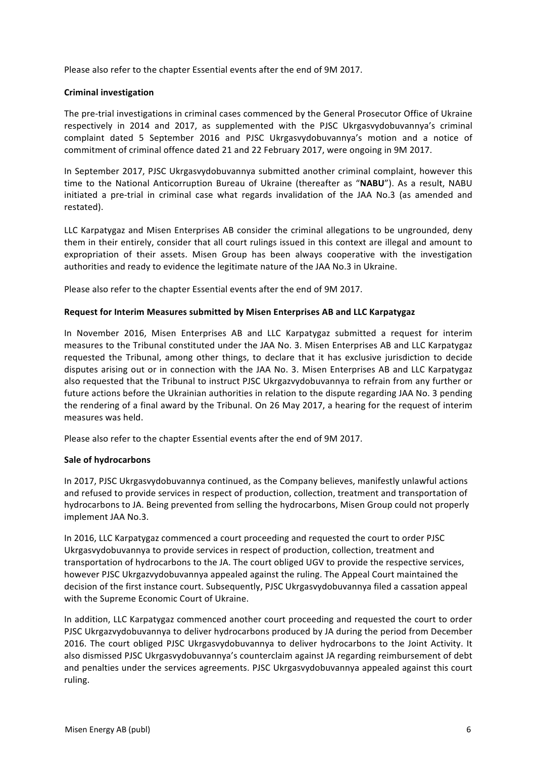Please also refer to the chapter Essential events after the end of 9M 2017.

**Criminal investigation**

The pre-trial investigations in criminal cases commenced by the General Prosecutor Office of Ukraine respectively in 2014 and 2017, as supplemented with the PJSC Ukrgasvydobuvannya's criminal complaint dated 5 September 2016 and PJSC Ukrgasvydobuvannya's motion and a notice of commitment of criminal offence dated 21 and 22 February 2017, were ongoing in 9M 2017.

In September 2017, PJSC Ukrgasvydobuvannya submitted another criminal complaint, however this time to the National Anticorruption Bureau of Ukraine (thereafter as "**NABU**"). As a result, NABU initiated a pre-trial in criminal case what regards invalidation of the JAA No.3 (as amended and restated).

LLC Karpatygaz and Misen Enterprises AB consider the criminal allegations to be ungrounded, deny them in their entirely, consider that all court rulings issued in this context are illegal and amount to expropriation of their assets. Misen Group has been always cooperative with the investigation authorities and ready to evidence the legitimate nature of the JAA No.3 in Ukraine.

Please also refer to the chapter Essential events after the end of 9M 2017.

**Request for Interim Measures submitted by Misen Enterprises AB and LLC Karpatygaz**

In November 2016, Misen Enterprises AB and LLC Karpatygaz submitted a request for interim measures to the Tribunal constituted under the JAA No. 3. Misen Enterprises AB and LLC Karpatygaz requested the Tribunal, among other things, to declare that it has exclusive jurisdiction to decide disputes arising out or in connection with the JAA No. 3. Misen Enterprises AB and LLC Karpatygaz also requested that the Tribunal to instruct PJSC Ukrgazvydobuvannya to refrain from any further or future actions before the Ukrainian authorities in relation to the dispute regarding JAA No. 3 pending the rendering of a final award by the Tribunal. On 26 May 2017, a hearing for the request of interim measures was held.

Please also refer to the chapter Essential events after the end of 9M 2017.

**Sale of hydrocarbons**

In 2017, PJSC Ukrgasvydobuvannya continued, as the Company believes, manifestly unlawful actions and refused to provide services in respect of production, collection, treatment and transportation of hydrocarbons to JA. Being prevented from selling the hydrocarbons, Misen Group could not properly implement JAA No.3.

In 2016, LLC Karpatygaz commenced a court proceeding and requested the court to order PJSC Ukrgasvydobuvannya to provide services in respect of production, collection, treatment and transportation of hydrocarbons to the JA. The court obliged UGV to provide the respective services, however PJSC Ukrgazvydobuvannya appealed against the ruling. The Appeal Court maintained the decision of the first instance court. Subsequently, PJSC Ukrgasvydobuvannya filed a cassation appeal with the Supreme Economic Court of Ukraine.

In addition, LLC Karpatygaz commenced another court proceeding and requested the court to order PJSC Ukrgazvydobuvannya to deliver hydrocarbons produced by JA during the period from December 2016. The court obliged PJSC Ukrgasvydobuvannya to deliver hydrocarbons to the Joint Activity. It also dismissed PJSC Ukrgasvydobuvannya's counterclaim against JA regarding reimbursement of debt and penalties under the services agreements. PJSC Ukrgasvydobuvannya appealed against this court ruling.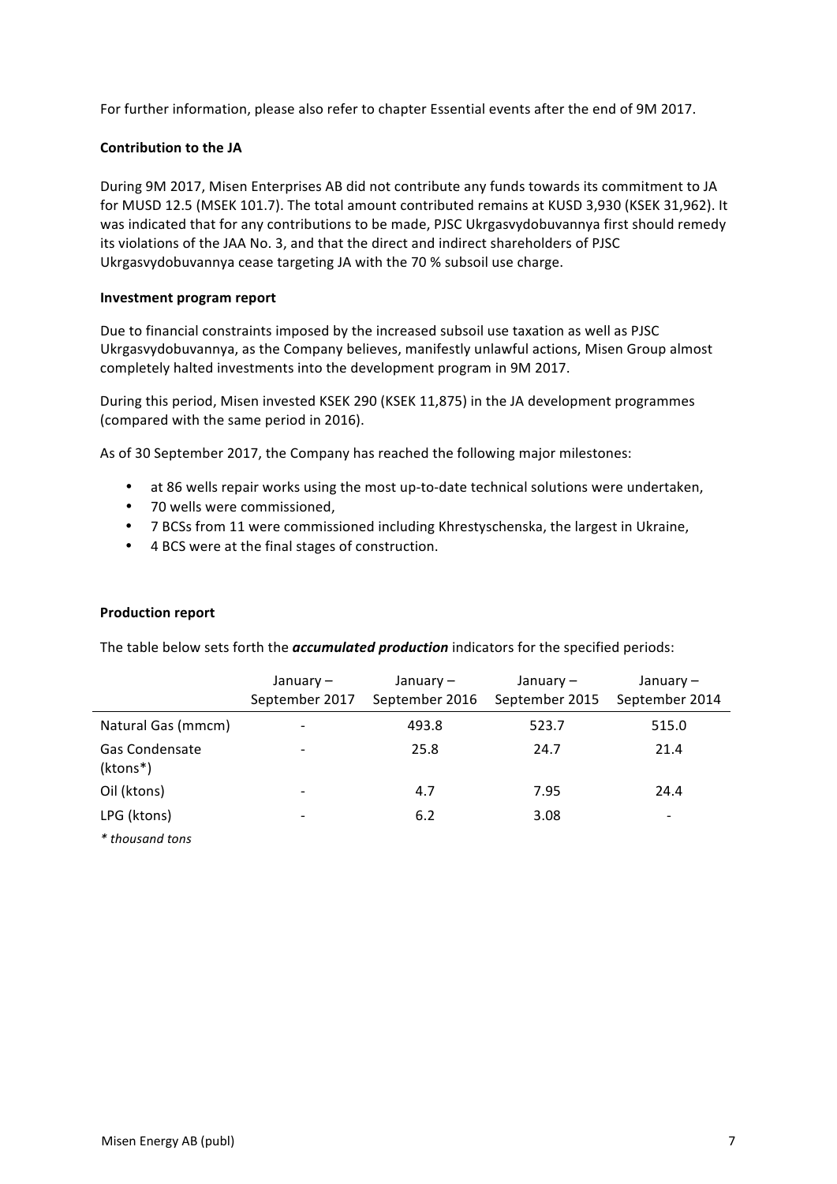For further information, please also refer to chapter Essential events after the end of 9M 2017.

**Contribution to the JA**

During 9M 2017, Misen Enterprises AB did not contribute any funds towards its commitment to JA for MUSD 12.5 (MSEK 101.7). The total amount contributed remains at KUSD 3,930 (KSEK 31,962). It was indicated that for any contributions to be made, PJSC Ukrgasvydobuvannya first should remedy its violations of the JAA No. 3, and that the direct and indirect shareholders of PJSC Ukrgasvydobuvannya cease targeting JA with the 70 % subsoil use charge.

**Investment program report**

Due to financial constraints imposed by the increased subsoil use taxation as well as PJSC Ukrgasvydobuvannya, as the Company believes, manifestly unlawful actions, Misen Group almost completely halted investments into the development program in 9M 2017.

During this period, Misen invested KSEK 290 (KSEK 11,875) in the JA development programmes (compared with the same period in 2016).

As of 30 September 2017, the Company has reached the following major milestones:

- at 86 wells repair works using the most up-to-date technical solutions were undertaken,
- 70 wells were commissioned,
- 7 BCSs from 11 were commissioned including Khrestyschenska, the largest in Ukraine,
- 4 BCS were at the final stages of construction.

**Production report**

The table below sets forth the ***accumulated production*** indicators for the specified periods:

| | January – September 2017 | January – September 2016 | January – September 2015 | January – September 2014 |
|---|---|---|---|---|
| Natural Gas (mmcm) | - | 493.8 | 523.7 | 515.0 |
| Gas Condensate (ktons*) | - | 25.8 | 24.7 | 21.4 |
| Oil (ktons) | - | 4.7 | 7.95 | 24.4 |
| LPG (ktons) | - | 6.2 | 3.08 | - |

*\* thousand tons*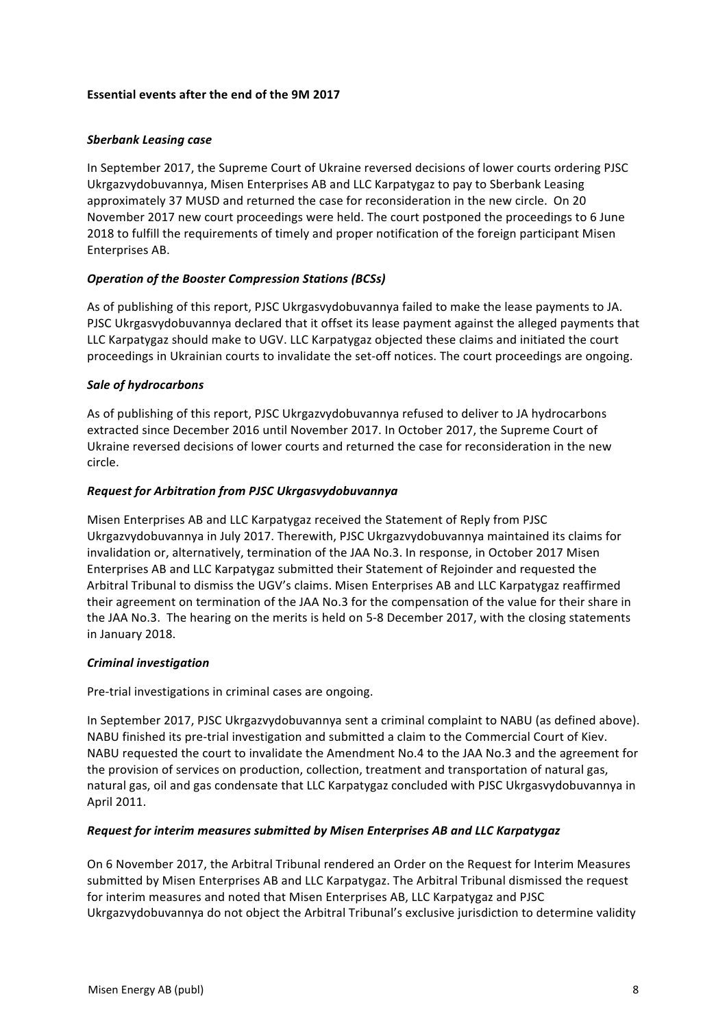**Essential events after the end of the 9M 2017**

***Sberbank Leasing case***

In September 2017, the Supreme Court of Ukraine reversed decisions of lower courts ordering PJSC Ukrgazvydobuvannya, Misen Enterprises AB and LLC Karpatygaz to pay to Sberbank Leasing approximately 37 MUSD and returned the case for reconsideration in the new circle. On 20 November 2017 new court proceedings were held. The court postponed the proceedings to 6 June 2018 to fulfill the requirements of timely and proper notification of the foreign participant Misen Enterprises AB.

***Operation of the Booster Compression Stations (BCSs)***

As of publishing of this report, PJSC Ukrgasvydobuvannya failed to make the lease payments to JA. PJSC Ukrgasvydobuvannya declared that it offset its lease payment against the alleged payments that LLC Karpatygaz should make to UGV. LLC Karpatygaz objected these claims and initiated the court proceedings in Ukrainian courts to invalidate the set-off notices. The court proceedings are ongoing.

***Sale of hydrocarbons***

As of publishing of this report, PJSC Ukrgazvydobuvannya refused to deliver to JA hydrocarbons extracted since December 2016 until November 2017. In October 2017, the Supreme Court of Ukraine reversed decisions of lower courts and returned the case for reconsideration in the new circle.

***Request for Arbitration from PJSC Ukrgasvydobuvannya***

Misen Enterprises AB and LLC Karpatygaz received the Statement of Reply from PJSC Ukrgazvydobuvannya in July 2017. Therewith, PJSC Ukrgazvydobuvannya maintained its claims for invalidation or, alternatively, termination of the JAA No.3. In response, in October 2017 Misen Enterprises AB and LLC Karpatygaz submitted their Statement of Rejoinder and requested the Arbitral Tribunal to dismiss the UGV's claims. Misen Enterprises AB and LLC Karpatygaz reaffirmed their agreement on termination of the JAA No.3 for the compensation of the value for their share in the JAA No.3. The hearing on the merits is held on 5-8 December 2017, with the closing statements in January 2018.

***Criminal investigation***

Pre-trial investigations in criminal cases are ongoing.

In September 2017, PJSC Ukrgazvydobuvannya sent a criminal complaint to NABU (as defined above). NABU finished its pre-trial investigation and submitted a claim to the Commercial Court of Kiev. NABU requested the court to invalidate the Amendment No.4 to the JAA No.3 and the agreement for the provision of services on production, collection, treatment and transportation of natural gas, natural gas, oil and gas condensate that LLC Karpatygaz concluded with PJSC Ukrgasvydobuvannya in April 2011.

***Request for interim measures submitted by Misen Enterprises AB and LLC Karpatygaz***

On 6 November 2017, the Arbitral Tribunal rendered an Order on the Request for Interim Measures submitted by Misen Enterprises AB and LLC Karpatygaz. The Arbitral Tribunal dismissed the request for interim measures and noted that Misen Enterprises AB, LLC Karpatygaz and PJSC Ukrgazvydobuvannya do not object the Arbitral Tribunal's exclusive jurisdiction to determine validity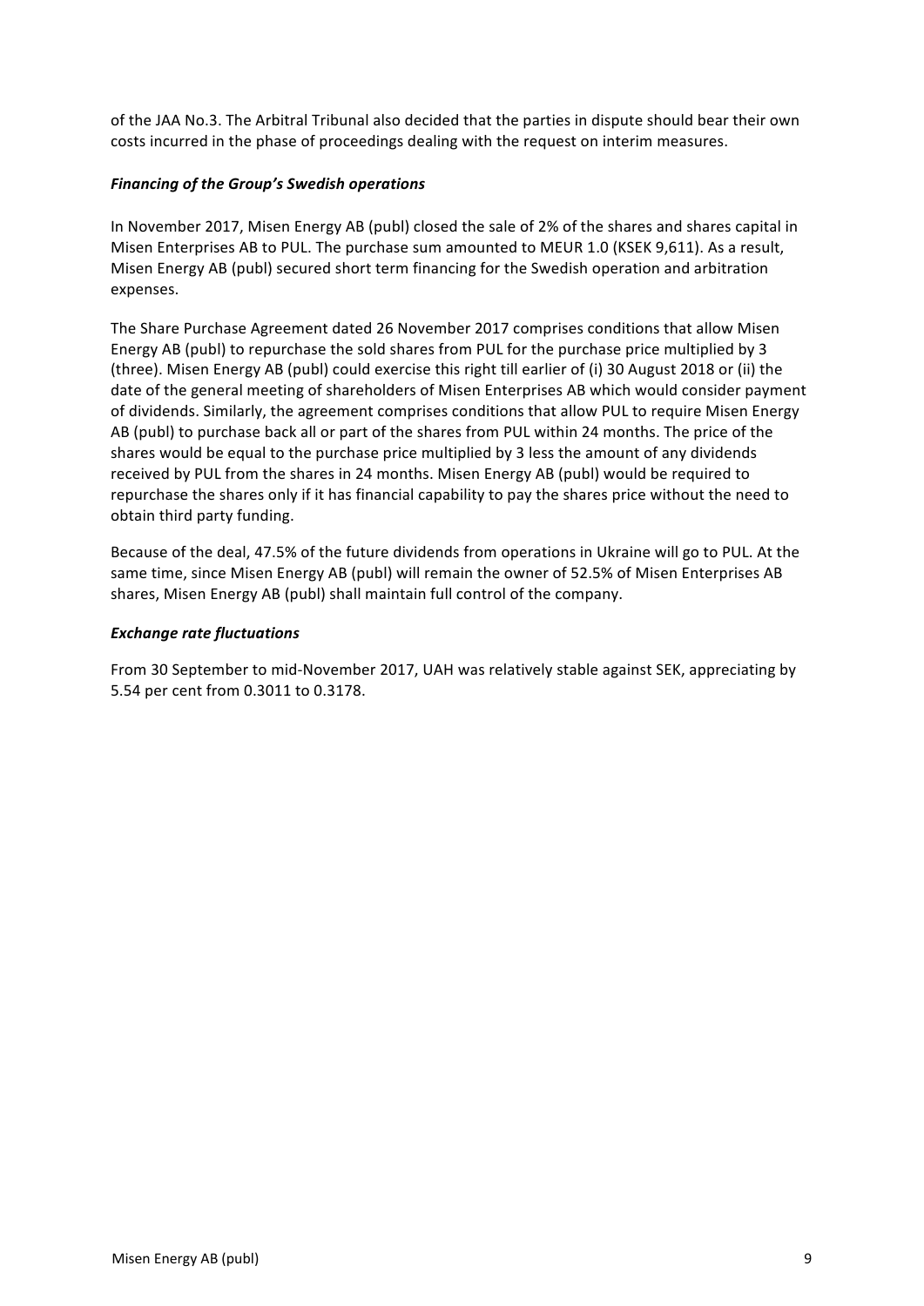of the JAA No.3. The Arbitral Tribunal also decided that the parties in dispute should bear their own costs incurred in the phase of proceedings dealing with the request on interim measures.

***Financing of the Group's Swedish operations***

In November 2017, Misen Energy AB (publ) closed the sale of 2% of the shares and shares capital in Misen Enterprises AB to PUL. The purchase sum amounted to MEUR 1.0 (KSEK 9,611). As a result, Misen Energy AB (publ) secured short term financing for the Swedish operation and arbitration expenses.

The Share Purchase Agreement dated 26 November 2017 comprises conditions that allow Misen Energy AB (publ) to repurchase the sold shares from PUL for the purchase price multiplied by 3 (three). Misen Energy AB (publ) could exercise this right till earlier of (i) 30 August 2018 or (ii) the date of the general meeting of shareholders of Misen Enterprises AB which would consider payment of dividends. Similarly, the agreement comprises conditions that allow PUL to require Misen Energy AB (publ) to purchase back all or part of the shares from PUL within 24 months. The price of the shares would be equal to the purchase price multiplied by 3 less the amount of any dividends received by PUL from the shares in 24 months. Misen Energy AB (publ) would be required to repurchase the shares only if it has financial capability to pay the shares price without the need to obtain third party funding.

Because of the deal, 47.5% of the future dividends from operations in Ukraine will go to PUL. At the same time, since Misen Energy AB (publ) will remain the owner of 52.5% of Misen Enterprises AB shares, Misen Energy AB (publ) shall maintain full control of the company.

***Exchange rate fluctuations***

From 30 September to mid-November 2017, UAH was relatively stable against SEK, appreciating by 5.54 per cent from 0.3011 to 0.3178.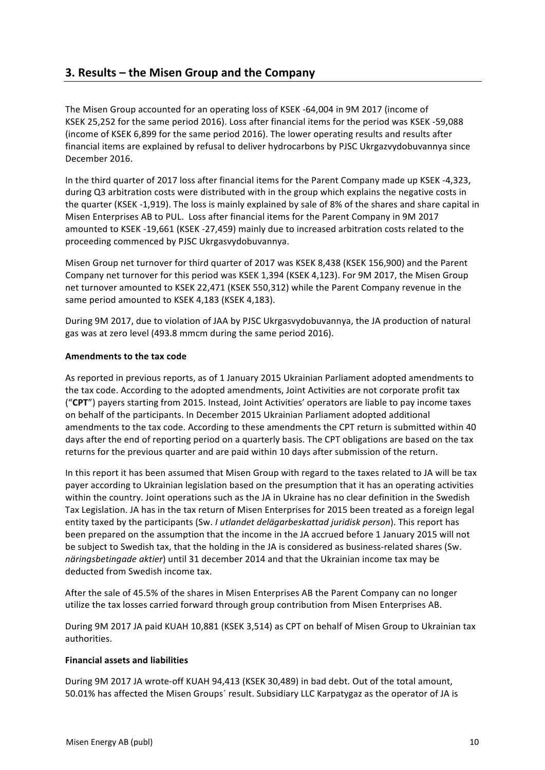## 3. Results – the Misen Group and the Company

The Misen Group accounted for an operating loss of KSEK -64,004 in 9M 2017 (income of KSEK 25,252 for the same period 2016). Loss after financial items for the period was KSEK -59,088 (income of KSEK 6,899 for the same period 2016). The lower operating results and results after financial items are explained by refusal to deliver hydrocarbons by PJSC Ukrgazvydobuvannya since December 2016.

In the third quarter of 2017 loss after financial items for the Parent Company made up KSEK -4,323, during Q3 arbitration costs were distributed with in the group which explains the negative costs in the quarter (KSEK -1,919). The loss is mainly explained by sale of 8% of the shares and share capital in Misen Enterprises AB to PUL. Loss after financial items for the Parent Company in 9M 2017 amounted to KSEK -19,661 (KSEK -27,459) mainly due to increased arbitration costs related to the proceeding commenced by PJSC Ukrgasvydobuvannya.

Misen Group net turnover for third quarter of 2017 was KSEK 8,438 (KSEK 156,900) and the Parent Company net turnover for this period was KSEK 1,394 (KSEK 4,123). For 9M 2017, the Misen Group net turnover amounted to KSEK 22,471 (KSEK 550,312) while the Parent Company revenue in the same period amounted to KSEK 4,183 (KSEK 4,183).

During 9M 2017, due to violation of JAA by PJSC Ukrgasvydobuvannya, the JA production of natural gas was at zero level (493.8 mmcm during the same period 2016).

**Amendments to the tax code**

As reported in previous reports, as of 1 January 2015 Ukrainian Parliament adopted amendments to the tax code. According to the adopted amendments, Joint Activities are not corporate profit tax ("**CPT**") payers starting from 2015. Instead, Joint Activities' operators are liable to pay income taxes on behalf of the participants. In December 2015 Ukrainian Parliament adopted additional amendments to the tax code. According to these amendments the CPT return is submitted within 40 days after the end of reporting period on a quarterly basis. The CPT obligations are based on the tax returns for the previous quarter and are paid within 10 days after submission of the return.

In this report it has been assumed that Misen Group with regard to the taxes related to JA will be tax payer according to Ukrainian legislation based on the presumption that it has an operating activities within the country. Joint operations such as the JA in Ukraine has no clear definition in the Swedish Tax Legislation. JA has in the tax return of Misen Enterprises for 2015 been treated as a foreign legal entity taxed by the participants (Sw. *I utlandet delägarbeskattad juridisk person*). This report has been prepared on the assumption that the income in the JA accrued before 1 January 2015 will not be subject to Swedish tax, that the holding in the JA is considered as business-related shares (Sw. *näringsbetingade aktier*) until 31 december 2014 and that the Ukrainian income tax may be deducted from Swedish income tax.

After the sale of 45.5% of the shares in Misen Enterprises AB the Parent Company can no longer utilize the tax losses carried forward through group contribution from Misen Enterprises AB.

During 9M 2017 JA paid KUAH 10,881 (KSEK 3,514) as CPT on behalf of Misen Group to Ukrainian tax authorities.

**Financial assets and liabilities**

During 9M 2017 JA wrote-off KUAH 94,413 (KSEK 30,489) in bad debt. Out of the total amount, 50.01% has affected the Misen Groups´ result. Subsidiary LLC Karpatygaz as the operator of JA is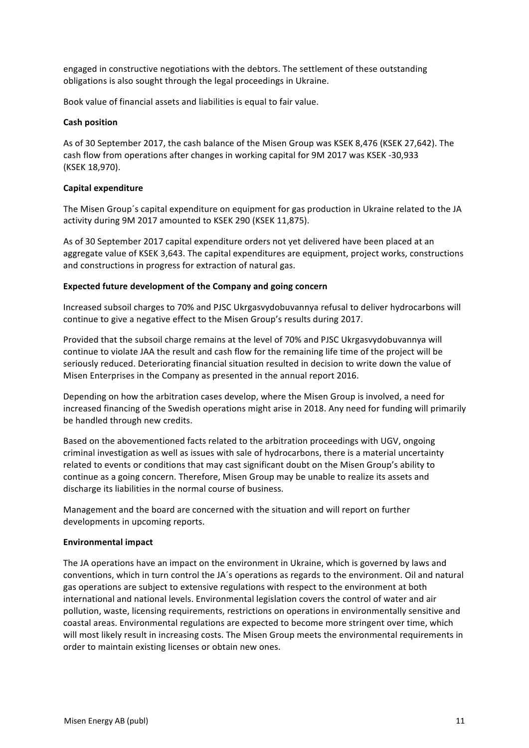engaged in constructive negotiations with the debtors. The settlement of these outstanding obligations is also sought through the legal proceedings in Ukraine.

Book value of financial assets and liabilities is equal to fair value.

**Cash position**

As of 30 September 2017, the cash balance of the Misen Group was KSEK 8,476 (KSEK 27,642). The cash flow from operations after changes in working capital for 9M 2017 was KSEK -30,933 (KSEK 18,970).

**Capital expenditure**

The Misen Group´s capital expenditure on equipment for gas production in Ukraine related to the JA activity during 9M 2017 amounted to KSEK 290 (KSEK 11,875).

As of 30 September 2017 capital expenditure orders not yet delivered have been placed at an aggregate value of KSEK 3,643. The capital expenditures are equipment, project works, constructions and constructions in progress for extraction of natural gas.

**Expected future development of the Company and going concern**

Increased subsoil charges to 70% and PJSC Ukrgasvydobuvannya refusal to deliver hydrocarbons will continue to give a negative effect to the Misen Group's results during 2017.

Provided that the subsoil charge remains at the level of 70% and PJSC Ukrgasvydobuvannya will continue to violate JAA the result and cash flow for the remaining life time of the project will be seriously reduced. Deteriorating financial situation resulted in decision to write down the value of Misen Enterprises in the Company as presented in the annual report 2016.

Depending on how the arbitration cases develop, where the Misen Group is involved, a need for increased financing of the Swedish operations might arise in 2018. Any need for funding will primarily be handled through new credits.

Based on the abovementioned facts related to the arbitration proceedings with UGV, ongoing criminal investigation as well as issues with sale of hydrocarbons, there is a material uncertainty related to events or conditions that may cast significant doubt on the Misen Group's ability to continue as a going concern. Therefore, Misen Group may be unable to realize its assets and discharge its liabilities in the normal course of business.

Management and the board are concerned with the situation and will report on further developments in upcoming reports.

**Environmental impact**

The JA operations have an impact on the environment in Ukraine, which is governed by laws and conventions, which in turn control the JA´s operations as regards to the environment. Oil and natural gas operations are subject to extensive regulations with respect to the environment at both international and national levels. Environmental legislation covers the control of water and air pollution, waste, licensing requirements, restrictions on operations in environmentally sensitive and coastal areas. Environmental regulations are expected to become more stringent over time, which will most likely result in increasing costs. The Misen Group meets the environmental requirements in order to maintain existing licenses or obtain new ones.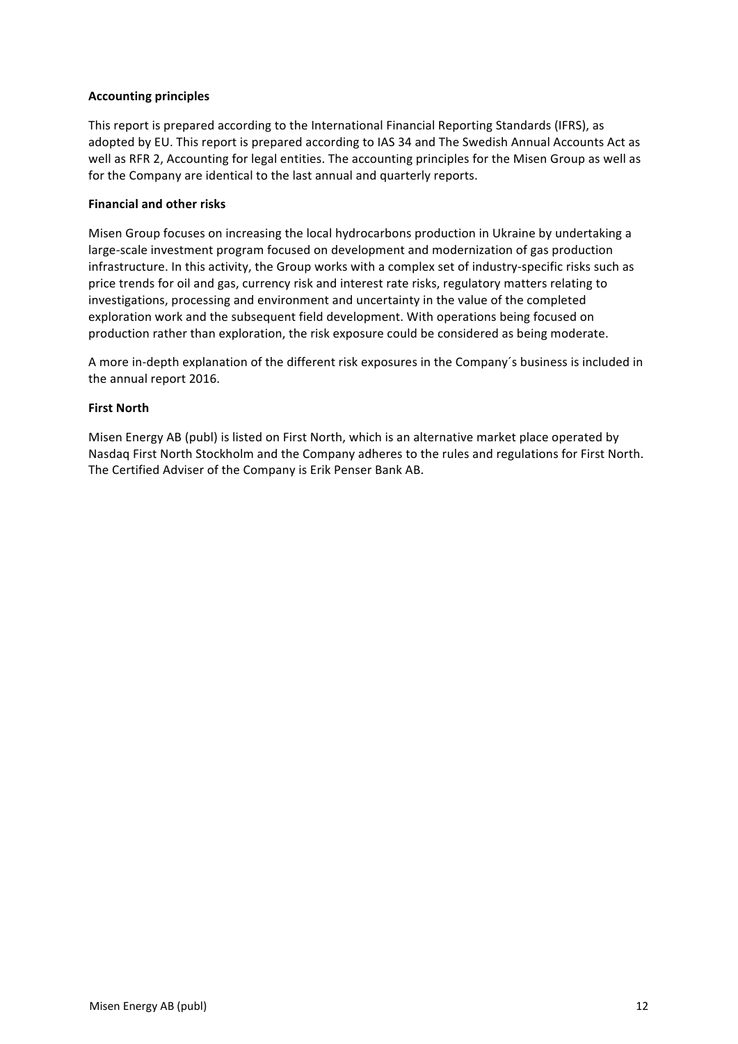**Accounting principles**

This report is prepared according to the International Financial Reporting Standards (IFRS), as adopted by EU. This report is prepared according to IAS 34 and The Swedish Annual Accounts Act as well as RFR 2, Accounting for legal entities. The accounting principles for the Misen Group as well as for the Company are identical to the last annual and quarterly reports.

**Financial and other risks**

Misen Group focuses on increasing the local hydrocarbons production in Ukraine by undertaking a large-scale investment program focused on development and modernization of gas production infrastructure. In this activity, the Group works with a complex set of industry-specific risks such as price trends for oil and gas, currency risk and interest rate risks, regulatory matters relating to investigations, processing and environment and uncertainty in the value of the completed exploration work and the subsequent field development. With operations being focused on production rather than exploration, the risk exposure could be considered as being moderate.

A more in-depth explanation of the different risk exposures in the Company´s business is included in the annual report 2016.

**First North**

Misen Energy AB (publ) is listed on First North, which is an alternative market place operated by Nasdaq First North Stockholm and the Company adheres to the rules and regulations for First North. The Certified Adviser of the Company is Erik Penser Bank AB.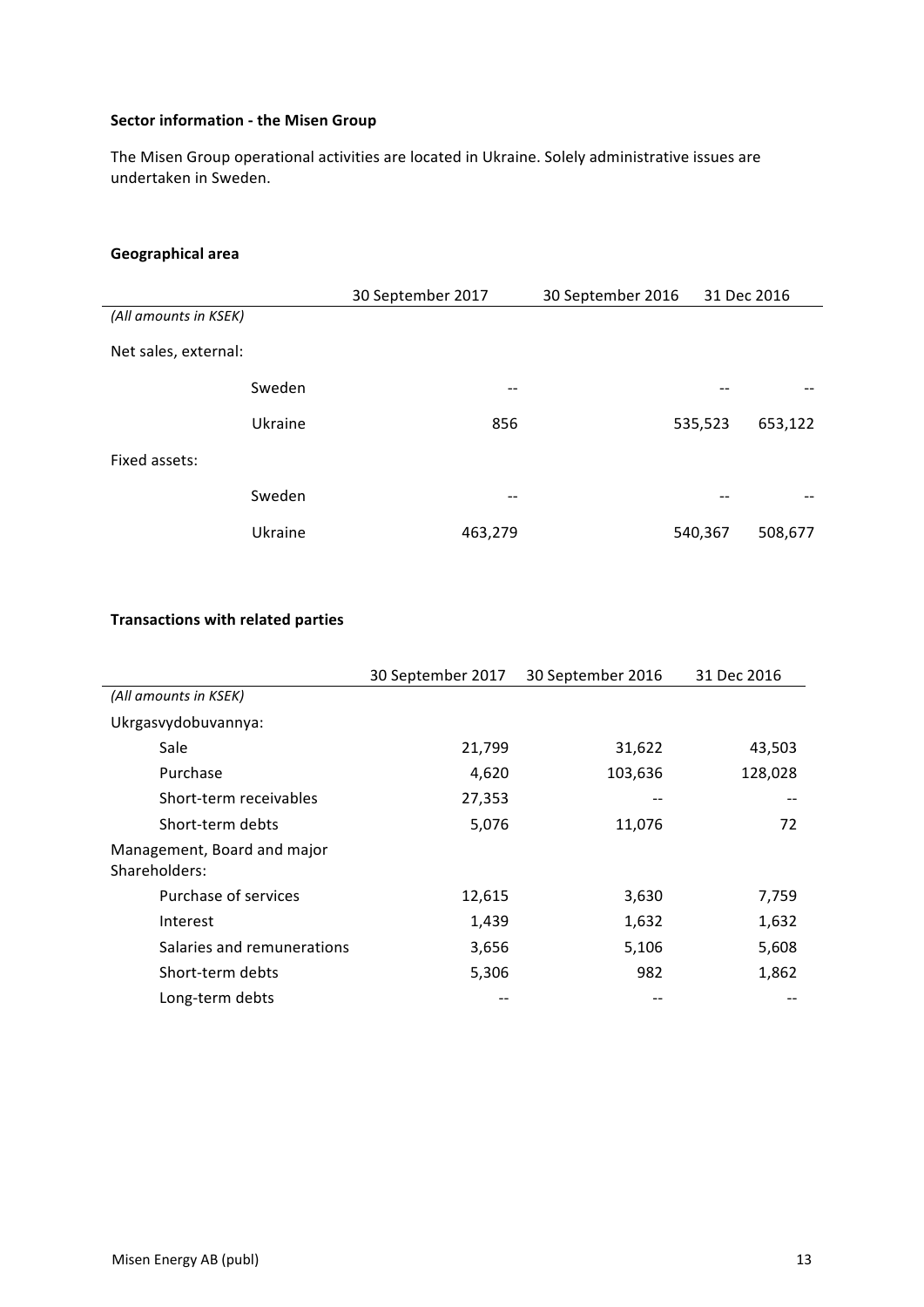**Sector information - the Misen Group**

The Misen Group operational activities are located in Ukraine. Solely administrative issues are undertaken in Sweden.

**Geographical area**

| *(All amounts in KSEK)* | | 30 September 2017 | 30 September 2016 | 31 Dec 2016 |
|---|---|---|---|---|
| Net sales, external: | | | | |
| | Sweden | -- | -- | -- |
| | Ukraine | 856 | 535,523 | 653,122 |
| Fixed assets: | | | | |
| | Sweden | -- | -- | -- |
| | Ukraine | 463,279 | 540,367 | 508,677 |

**Transactions with related parties**

| *(All amounts in KSEK)* | 30 September 2017 | 30 September 2016 | 31 Dec 2016 |
|---|---|---|---|
| Ukrgasvydobuvannya: | | | |
| Sale | 21,799 | 31,622 | 43,503 |
| Purchase | 4,620 | 103,636 | 128,028 |
| Short-term receivables | 27,353 | -- | -- |
| Short-term debts | 5,076 | 11,076 | 72 |
| Management, Board and major Shareholders: | | | |
| Purchase of services | 12,615 | 3,630 | 7,759 |
| Interest | 1,439 | 1,632 | 1,632 |
| Salaries and remunerations | 3,656 | 5,106 | 5,608 |
| Short-term debts | 5,306 | 982 | 1,862 |
| Long-term debts | -- | -- | -- |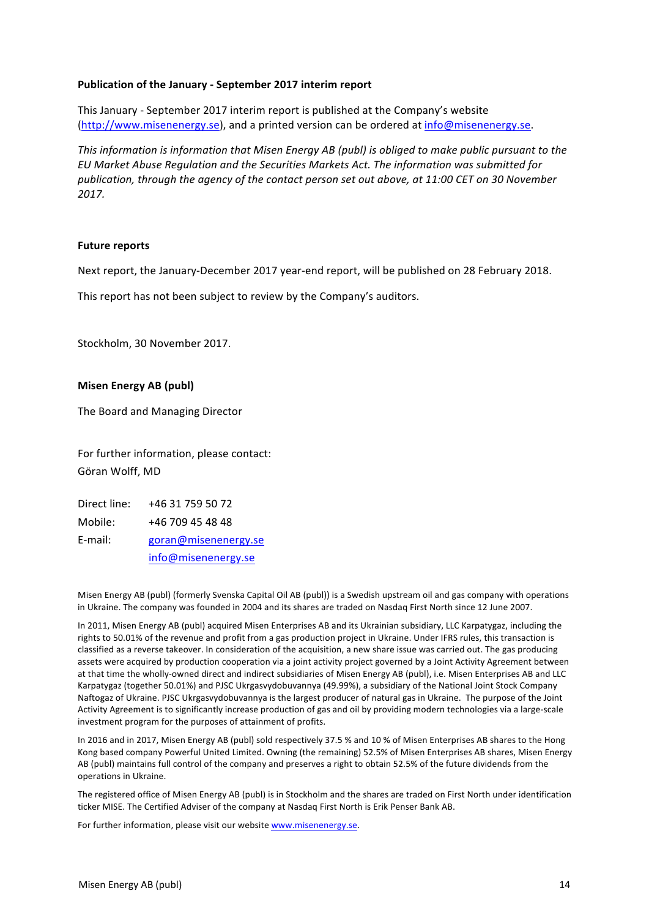**Publication of the January - September 2017 interim report**

This January - September 2017 interim report is published at the Company's website (http://www.misenenergy.se), and a printed version can be ordered at info@misenenergy.se.

*This information is information that Misen Energy AB (publ) is obliged to make public pursuant to the EU Market Abuse Regulation and the Securities Markets Act. The information was submitted for publication, through the agency of the contact person set out above, at 11:00 CET on 30 November 2017.*

**Future reports**

Next report, the January-December 2017 year-end report, will be published on 28 February 2018.

This report has not been subject to review by the Company's auditors.

Stockholm, 30 November 2017.

**Misen Energy AB (publ)**

The Board and Managing Director

For further information, please contact:
Göran Wolff, MD

| | |
|---|---|
| Direct line: | +46 31 759 50 72 |
| Mobile: | +46 709 45 48 48 |
| E-mail: | goran@misenenergy.se |
| | info@misenenergy.se |

Misen Energy AB (publ) (formerly Svenska Capital Oil AB (publ)) is a Swedish upstream oil and gas company with operations in Ukraine. The company was founded in 2004 and its shares are traded on Nasdaq First North since 12 June 2007.

In 2011, Misen Energy AB (publ) acquired Misen Enterprises AB and its Ukrainian subsidiary, LLC Karpatygaz, including the rights to 50.01% of the revenue and profit from a gas production project in Ukraine. Under IFRS rules, this transaction is classified as a reverse takeover. In consideration of the acquisition, a new share issue was carried out. The gas producing assets were acquired by production cooperation via a joint activity project governed by a Joint Activity Agreement between at that time the wholly-owned direct and indirect subsidiaries of Misen Energy AB (publ), i.e. Misen Enterprises AB and LLC Karpatygaz (together 50.01%) and PJSC Ukrgasvydobuvannya (49.99%), a subsidiary of the National Joint Stock Company Naftogaz of Ukraine. PJSC Ukrgasvydobuvannya is the largest producer of natural gas in Ukraine. The purpose of the Joint Activity Agreement is to significantly increase production of gas and oil by providing modern technologies via a large-scale investment program for the purposes of attainment of profits.

In 2016 and in 2017, Misen Energy AB (publ) sold respectively 37.5 % and 10 % of Misen Enterprises AB shares to the Hong Kong based company Powerful United Limited. Owning (the remaining) 52.5% of Misen Enterprises AB shares, Misen Energy AB (publ) maintains full control of the company and preserves a right to obtain 52.5% of the future dividends from the operations in Ukraine.

The registered office of Misen Energy AB (publ) is in Stockholm and the shares are traded on First North under identification ticker MISE. The Certified Adviser of the company at Nasdaq First North is Erik Penser Bank AB.

For further information, please visit our website www.misenenergy.se.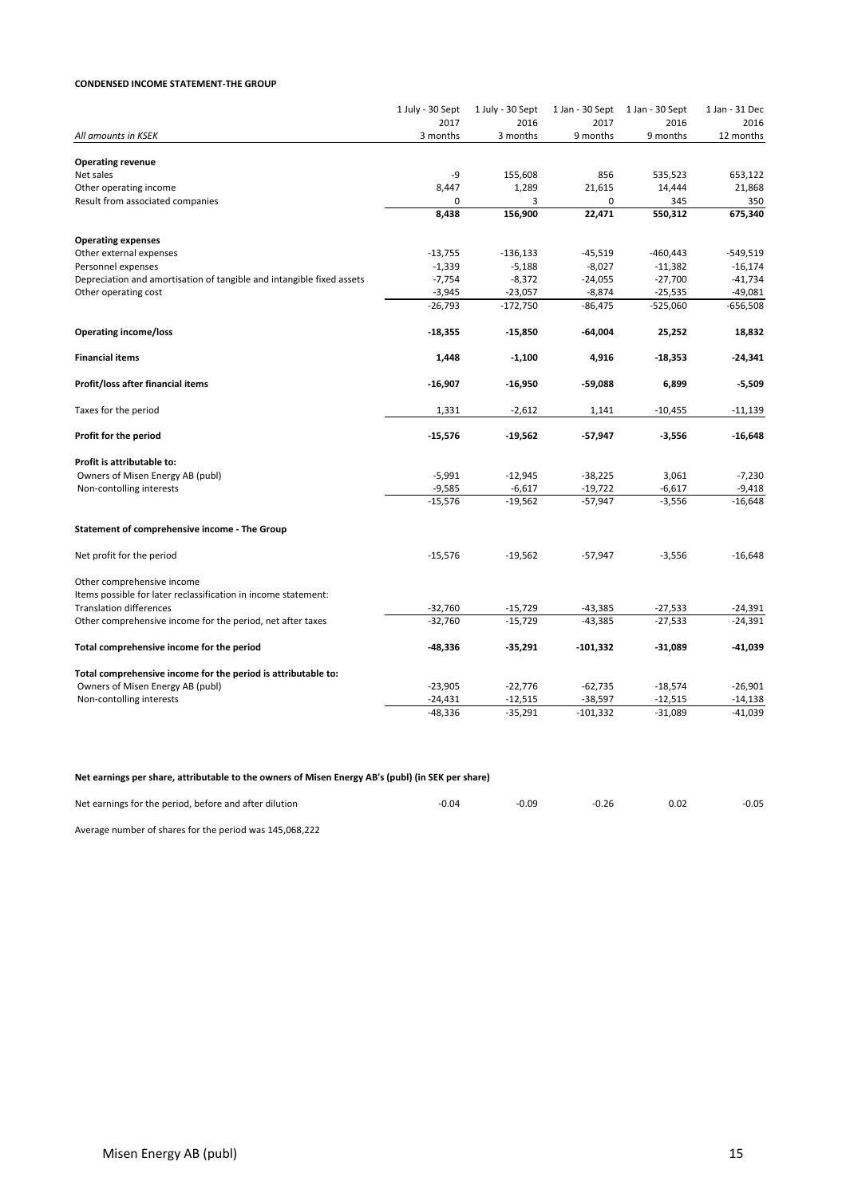**CONDENSED INCOME STATEMENT-THE GROUP**

| *All amounts in KSEK* | 1 July - 30 Sept 2017 3 months | 1 July - 30 Sept 2016 3 months | 1 Jan - 30 Sept 2017 9 months | 1 Jan - 30 Sept 2016 9 months | 1 Jan - 31 Dec 2016 12 months |
|---|---|---|---|---|---|
| **Operating revenue** | | | | | |
| Net sales | -9 | 155,608 | 856 | 535,523 | 653,122 |
| Other operating income | 8,447 | 1,289 | 21,615 | 14,444 | 21,868 |
| Result from associated companies | 0 | 3 | 0 | 345 | 350 |
| | **8,438** | **156,900** | **22,471** | **550,312** | **675,340** |
| **Operating expenses** | | | | | |
| Other external expenses | -13,755 | -136,133 | -45,519 | -460,443 | -549,519 |
| Personnel expenses | -1,339 | -5,188 | -8,027 | -11,382 | -16,174 |
| Depreciation and amortisation of tangible and intangible fixed assets | -7,754 | -8,372 | -24,055 | -27,700 | -41,734 |
| Other operating cost | -3,945 | -23,057 | -8,874 | -25,535 | -49,081 |
| | -26,793 | -172,750 | -86,475 | -525,060 | -656,508 |
| **Operating income/loss** | **-18,355** | **-15,850** | **-64,004** | **25,252** | **18,832** |
| **Financial items** | **1,448** | **-1,100** | **4,916** | **-18,353** | **-24,341** |
| **Profit/loss after financial items** | **-16,907** | **-16,950** | **-59,088** | **6,899** | **-5,509** |
| Taxes for the period | 1,331 | -2,612 | 1,141 | -10,455 | -11,139 |
| **Profit for the period** | **-15,576** | **-19,562** | **-57,947** | **-3,556** | **-16,648** |
| **Profit is attributable to:** | | | | | |
| Owners of Misen Energy AB (publ) | -5,991 | -12,945 | -38,225 | 3,061 | -7,230 |
| Non-contolling interests | -9,585 | -6,617 | -19,722 | -6,617 | -9,418 |
| | -15,576 | -19,562 | -57,947 | -3,556 | -16,648 |

**Statement of comprehensive income - The Group**

| | 1 July - 30 Sept 2017 3 months | 1 July - 30 Sept 2016 3 months | 1 Jan - 30 Sept 2017 9 months | 1 Jan - 30 Sept 2016 9 months | 1 Jan - 31 Dec 2016 12 months |
|---|---|---|---|---|---|
| Net profit for the period | -15,576 | -19,562 | -57,947 | -3,556 | -16,648 |
| Other comprehensive income | | | | | |
| Items possible for later reclassification in income statement: | | | | | |
| Translation differences | -32,760 | -15,729 | -43,385 | -27,533 | -24,391 |
| Other comprehensive income for the period, net after taxes | -32,760 | -15,729 | -43,385 | -27,533 | -24,391 |
| **Total comprehensive income for the period** | **-48,336** | **-35,291** | **-101,332** | **-31,089** | **-41,039** |
| **Total comprehensive income for the period is attributable to:** | | | | | |
| Owners of Misen Energy AB (publ) | -23,905 | -22,776 | -62,735 | -18,574 | -26,901 |
| Non-contolling interests | -24,431 | -12,515 | -38,597 | -12,515 | -14,138 |
| | -48,336 | -35,291 | -101,332 | -31,089 | -41,039 |

**Net earnings per share, attributable to the owners of Misen Energy AB's (publ) (in SEK per share)**

| | | | | | |
|---|---|---|---|---|---|
| Net earnings for the period, before and after dilution | -0.04 | -0.09 | -0.26 | 0.02 | -0.05 |

Average number of shares for the period was 145,068,222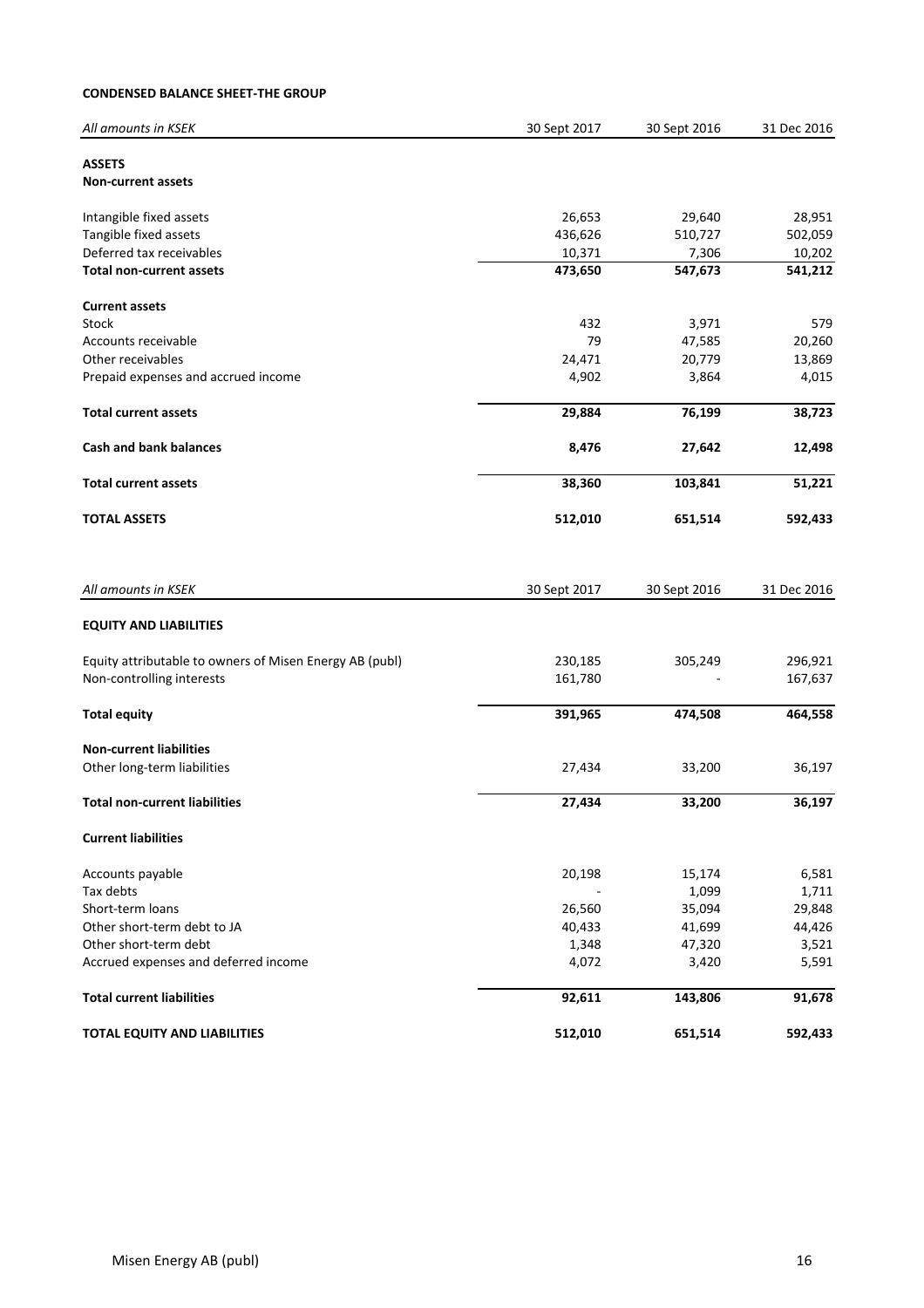**CONDENSED BALANCE SHEET-THE GROUP**

| *All amounts in KSEK* | 30 Sept 2017 | 30 Sept 2016 | 31 Dec 2016 |
|---|---|---|---|
| **ASSETS** | | | |
| **Non-current assets** | | | |
| Intangible fixed assets | 26,653 | 29,640 | 28,951 |
| Tangible fixed assets | 436,626 | 510,727 | 502,059 |
| Deferred tax receivables | 10,371 | 7,306 | 10,202 |
| **Total non-current assets** | **473,650** | **547,673** | **541,212** |
| **Current assets** | | | |
| Stock | 432 | 3,971 | 579 |
| Accounts receivable | 79 | 47,585 | 20,260 |
| Other receivables | 24,471 | 20,779 | 13,869 |
| Prepaid expenses and accrued income | 4,902 | 3,864 | 4,015 |
| **Total current assets** | **29,884** | **76,199** | **38,723** |
| **Cash and bank balances** | **8,476** | **27,642** | **12,498** |
| **Total current assets** | **38,360** | **103,841** | **51,221** |
| **TOTAL ASSETS** | **512,010** | **651,514** | **592,433** |

| *All amounts in KSEK* | 30 Sept 2017 | 30 Sept 2016 | 31 Dec 2016 |
|---|---|---|---|
| **EQUITY AND LIABILITIES** | | | |
| Equity attributable to owners of Misen Energy AB (publ) | 230,185 | 305,249 | 296,921 |
| Non-controlling interests | 161,780 | - | 167,637 |
| **Total equity** | **391,965** | **474,508** | **464,558** |
| **Non-current liabilities** | | | |
| Other long-term liabilities | 27,434 | 33,200 | 36,197 |
| **Total non-current liabilities** | **27,434** | **33,200** | **36,197** |
| **Current liabilities** | | | |
| Accounts payable | 20,198 | 15,174 | 6,581 |
| Tax debts | - | 1,099 | 1,711 |
| Short-term loans | 26,560 | 35,094 | 29,848 |
| Other short-term debt to JA | 40,433 | 41,699 | 44,426 |
| Other short-term debt | 1,348 | 47,320 | 3,521 |
| Accrued expenses and deferred income | 4,072 | 3,420 | 5,591 |
| **Total current liabilities** | **92,611** | **143,806** | **91,678** |
| **TOTAL EQUITY AND LIABILITIES** | **512,010** | **651,514** | **592,433** |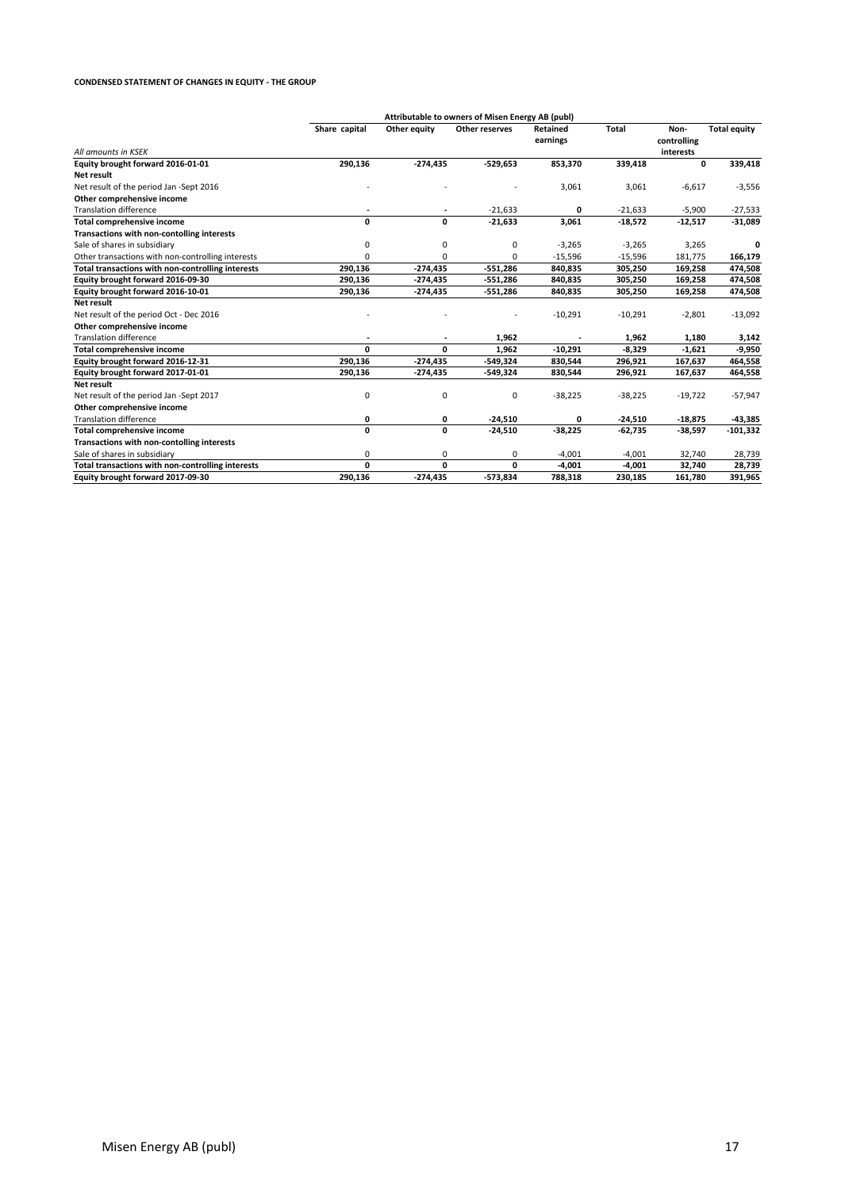**CONDENSED STATEMENT OF CHANGES IN EQUITY - THE GROUP**

| | Attributable to owners of Misen Energy AB (publ) | | | | | | |
|---|---|---|---|---|---|---|---|
| *All amounts in KSEK* | Share capital | Other equity | Other reserves | Retained earnings | Total | Non-controlling interests | Total equity |
| **Equity brought forward 2016-01-01** | **290,136** | **-274,435** | **-529,653** | **853,370** | **339,418** | **0** | **339,418** |
| **Net result** | | | | | | | |
| Net result of the period Jan -Sept 2016 | - | - | - | 3,061 | 3,061 | -6,617 | -3,556 |
| **Other comprehensive income** | | | | | | | |
| Translation difference | - | - | -21,633 | **0** | -21,633 | -5,900 | -27,533 |
| **Total comprehensive income** | **0** | **0** | **-21,633** | **3,061** | **-18,572** | **-12,517** | **-31,089** |
| **Transactions with non-contolling interests** | | | | | | | |
| Sale of shares in subsidiary | 0 | 0 | 0 | -3,265 | -3,265 | 3,265 | **0** |
| Other transactions with non-controlling interests | 0 | 0 | 0 | -15,596 | -15,596 | 181,775 | **166,179** |
| **Total transactions with non-controlling interests** | **290,136** | **-274,435** | **-551,286** | **840,835** | **305,250** | **169,258** | **474,508** |
| **Equity brought forward 2016-09-30** | **290,136** | **-274,435** | **-551,286** | **840,835** | **305,250** | **169,258** | **474,508** |
| **Equity brought forward 2016-10-01** | **290,136** | **-274,435** | **-551,286** | **840,835** | **305,250** | **169,258** | **474,508** |
| **Net result** | | | | | | | |
| Net result of the period Oct - Dec 2016 | - | - | - | -10,291 | -10,291 | -2,801 | -13,092 |
| **Other comprehensive income** | | | | | | | |
| Translation difference | - | - | **1,962** | - | **1,962** | **1,180** | **3,142** |
| **Total comprehensive income** | **0** | **0** | **1,962** | **-10,291** | **-8,329** | **-1,621** | **-9,950** |
| **Equity brought forward 2016-12-31** | **290,136** | **-274,435** | **-549,324** | **830,544** | **296,921** | **167,637** | **464,558** |
| **Equity brought forward 2017-01-01** | **290,136** | **-274,435** | **-549,324** | **830,544** | **296,921** | **167,637** | **464,558** |
| **Net result** | | | | | | | |
| Net result of the period Jan -Sept 2017 | 0 | 0 | 0 | -38,225 | -38,225 | -19,722 | -57,947 |
| **Other comprehensive income** | | | | | | | |
| Translation difference | **0** | **0** | **-24,510** | **0** | **-24,510** | **-18,875** | **-43,385** |
| **Total comprehensive income** | **0** | **0** | **-24,510** | **-38,225** | **-62,735** | **-38,597** | **-101,332** |
| **Transactions with non-contolling interests** | | | | | | | |
| Sale of shares in subsidiary | 0 | 0 | 0 | -4,001 | -4,001 | 32,740 | 28,739 |
| **Total transactions with non-controlling interests** | **0** | **0** | **0** | **-4,001** | **-4,001** | **32,740** | **28,739** |
| **Equity brought forward 2017-09-30** | **290,136** | **-274,435** | **-573,834** | **788,318** | **230,185** | **161,780** | **391,965** |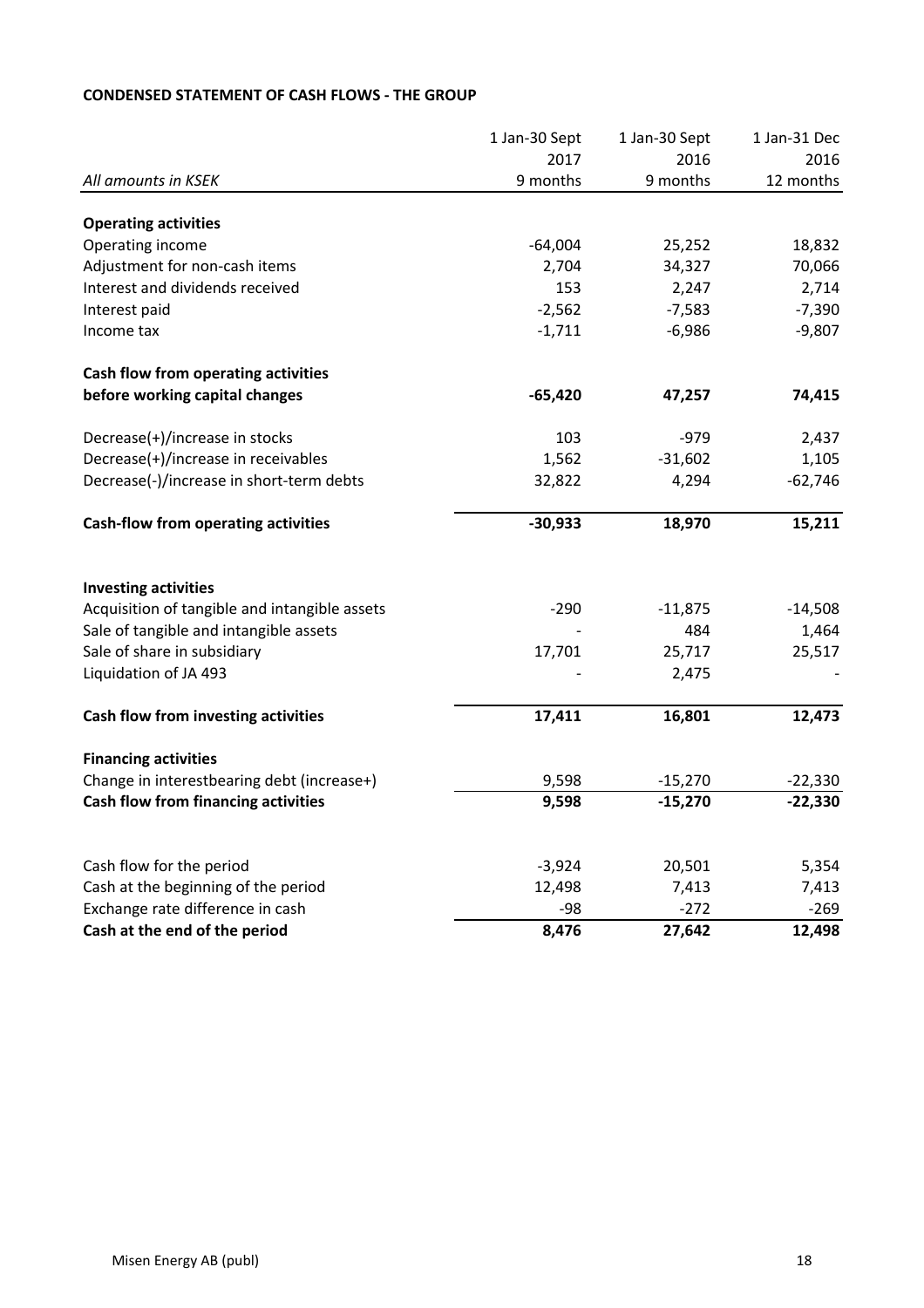**CONDENSED STATEMENT OF CASH FLOWS - THE GROUP**

| *All amounts in KSEK* | 1 Jan-30 Sept 2017 9 months | 1 Jan-30 Sept 2016 9 months | 1 Jan-31 Dec 2016 12 months |
|---|---|---|---|
| **Operating activities** | | | |
| Operating income | -64,004 | 25,252 | 18,832 |
| Adjustment for non-cash items | 2,704 | 34,327 | 70,066 |
| Interest and dividends received | 153 | 2,247 | 2,714 |
| Interest paid | -2,562 | -7,583 | -7,390 |
| Income tax | -1,711 | -6,986 | -9,807 |
| **Cash flow from operating activities before working capital changes** | **-65,420** | **47,257** | **74,415** |
| Decrease(+)/increase in stocks | 103 | -979 | 2,437 |
| Decrease(+)/increase in receivables | 1,562 | -31,602 | 1,105 |
| Decrease(-)/increase in short-term debts | 32,822 | 4,294 | -62,746 |
| **Cash-flow from operating activities** | **-30,933** | **18,970** | **15,211** |
| **Investing activities** | | | |
| Acquisition of tangible and intangible assets | -290 | -11,875 | -14,508 |
| Sale of tangible and intangible assets | - | 484 | 1,464 |
| Sale of share in subsidiary | 17,701 | 25,717 | 25,517 |
| Liquidation of JA 493 | - | 2,475 | - |
| **Cash flow from investing activities** | **17,411** | **16,801** | **12,473** |
| **Financing activities** | | | |
| Change in interestbearing debt (increase+) | 9,598 | -15,270 | -22,330 |
| **Cash flow from financing activities** | **9,598** | **-15,270** | **-22,330** |
| Cash flow for the period | -3,924 | 20,501 | 5,354 |
| Cash at the beginning of the period | 12,498 | 7,413 | 7,413 |
| Exchange rate difference in cash | -98 | -272 | -269 |
| **Cash at the end of the period** | **8,476** | **27,642** | **12,498** |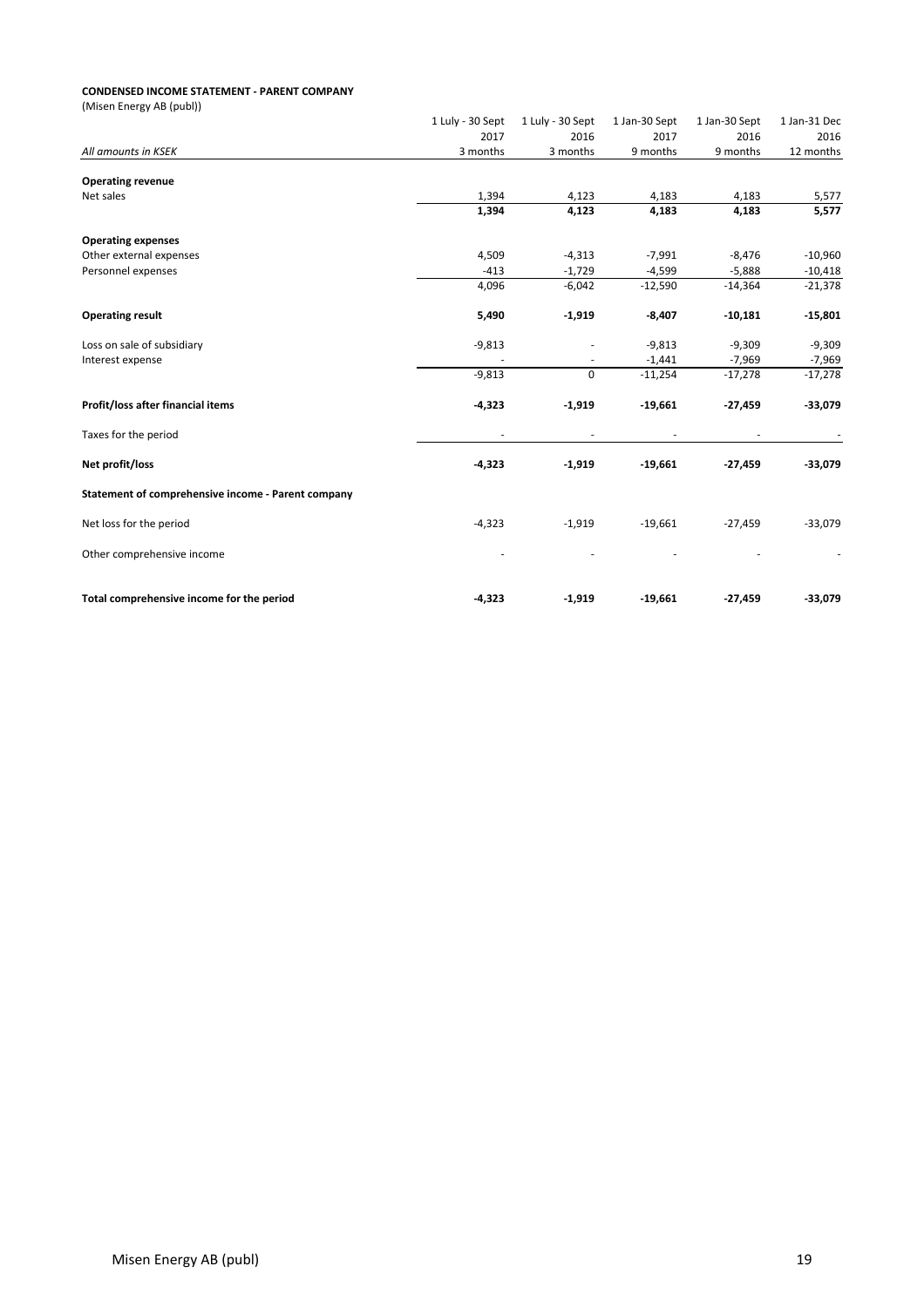**CONDENSED INCOME STATEMENT - PARENT COMPANY**

(Misen Energy AB (publ))

| *All amounts in KSEK* | 1 Luly - 30 Sept 2017 3 months | 1 Luly - 30 Sept 2016 3 months | 1 Jan-30 Sept 2017 9 months | 1 Jan-30 Sept 2016 9 months | 1 Jan-31 Dec 2016 12 months |
|---|---|---|---|---|---|
| **Operating revenue** | | | | | |
| Net sales | 1,394 | 4,123 | 4,183 | 4,183 | 5,577 |
| | **1,394** | **4,123** | **4,183** | **4,183** | **5,577** |
| **Operating expenses** | | | | | |
| Other external expenses | 4,509 | -4,313 | -7,991 | -8,476 | -10,960 |
| Personnel expenses | -413 | -1,729 | -4,599 | -5,888 | -10,418 |
| | 4,096 | -6,042 | -12,590 | -14,364 | -21,378 |
| **Operating result** | **5,490** | **-1,919** | **-8,407** | **-10,181** | **-15,801** |
| Loss on sale of subsidiary | -9,813 | - | -9,813 | -9,309 | -9,309 |
| Interest expense | - | - | -1,441 | -7,969 | -7,969 |
| | -9,813 | 0 | -11,254 | -17,278 | -17,278 |
| **Profit/loss after financial items** | **-4,323** | **-1,919** | **-19,661** | **-27,459** | **-33,079** |
| Taxes for the period | - | - | - | - | - |
| **Net profit/loss** | **-4,323** | **-1,919** | **-19,661** | **-27,459** | **-33,079** |
| **Statement of comprehensive income - Parent company** | | | | | |
| Net loss for the period | -4,323 | -1,919 | -19,661 | -27,459 | -33,079 |
| Other comprehensive income | - | - | - | - | - |
| **Total comprehensive income for the period** | **-4,323** | **-1,919** | **-19,661** | **-27,459** | **-33,079** |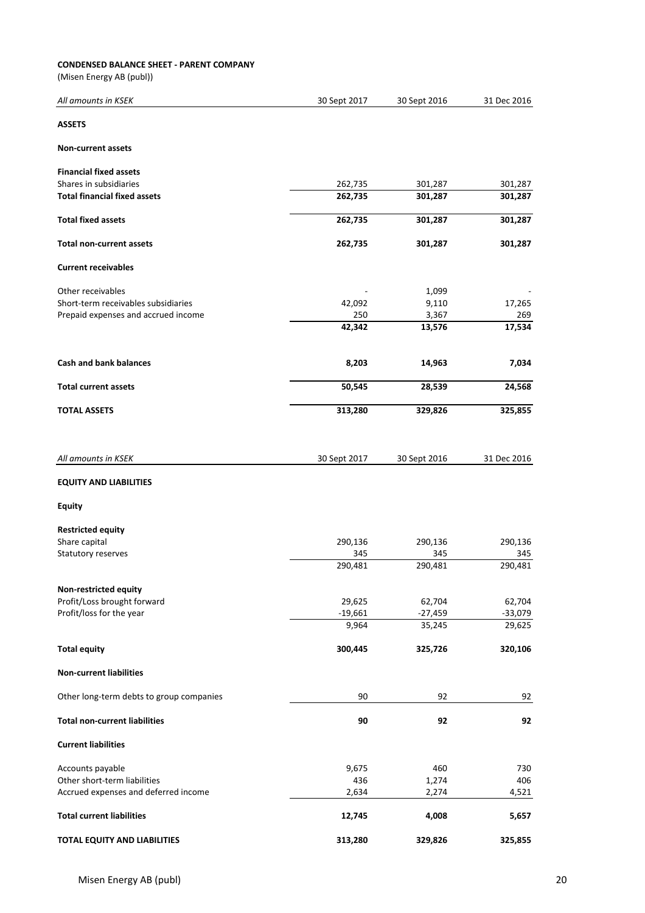**CONDENSED BALANCE SHEET - PARENT COMPANY**

(Misen Energy AB (publ))

| *All amounts in KSEK* | 30 Sept 2017 | 30 Sept 2016 | 31 Dec 2016 |
|---|---|---|---|
| **ASSETS** | | | |
| **Non-current assets** | | | |
| **Financial fixed assets** | | | |
| Shares in subsidiaries | 262,735 | 301,287 | 301,287 |
| **Total financial fixed assets** | **262,735** | **301,287** | **301,287** |
| **Total fixed assets** | **262,735** | **301,287** | **301,287** |
| **Total non-current assets** | **262,735** | **301,287** | **301,287** |
| **Current receivables** | | | |
| Other receivables | - | 1,099 | - |
| Short-term receivables subsidiaries | 42,092 | 9,110 | 17,265 |
| Prepaid expenses and accrued income | 250 | 3,367 | 269 |
| | **42,342** | **13,576** | **17,534** |
| **Cash and bank balances** | **8,203** | **14,963** | **7,034** |
| **Total current assets** | **50,545** | **28,539** | **24,568** |
| **TOTAL ASSETS** | **313,280** | **329,826** | **325,855** |

| *All amounts in KSEK* | 30 Sept 2017 | 30 Sept 2016 | 31 Dec 2016 |
|---|---|---|---|
| **EQUITY AND LIABILITIES** | | | |
| **Equity** | | | |
| **Restricted equity** | | | |
| Share capital | 290,136 | 290,136 | 290,136 |
| Statutory reserves | 345 | 345 | 345 |
| | 290,481 | 290,481 | 290,481 |
| **Non-restricted equity** | | | |
| Profit/Loss brought forward | 29,625 | 62,704 | 62,704 |
| Profit/loss for the year | -19,661 | -27,459 | -33,079 |
| | 9,964 | 35,245 | 29,625 |
| **Total equity** | **300,445** | **325,726** | **320,106** |
| **Non-current liabilities** | | | |
| Other long-term debts to group companies | 90 | 92 | 92 |
| **Total non-current liabilities** | **90** | **92** | **92** |
| **Current liabilities** | | | |
| Accounts payable | 9,675 | 460 | 730 |
| Other short-term liabilities | 436 | 1,274 | 406 |
| Accrued expenses and deferred income | 2,634 | 2,274 | 4,521 |
| **Total current liabilities** | **12,745** | **4,008** | **5,657** |
| **TOTAL EQUITY AND LIABILITIES** | **313,280** | **329,826** | **325,855** |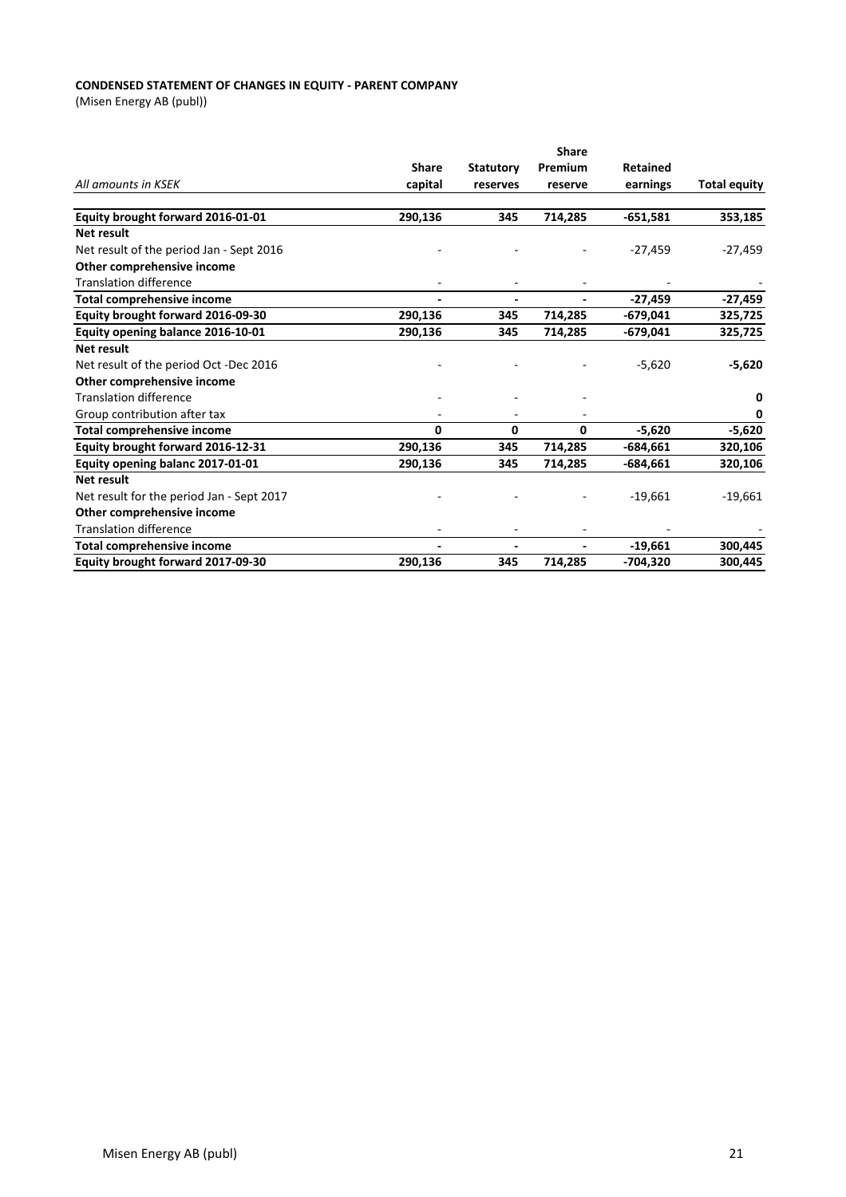**CONDENSED STATEMENT OF CHANGES IN EQUITY - PARENT COMPANY**

(Misen Energy AB (publ))

| *All amounts in KSEK* | Share capital | Statutory reserves | Share Premium reserve | Retained earnings | Total equity |
|---|---|---|---|---|---|
| **Equity brought forward 2016-01-01** | **290,136** | **345** | **714,285** | **-651,581** | **353,185** |
| **Net result** | | | | | |
| Net result of the period Jan - Sept 2016 | - | - | - | -27,459 | -27,459 |
| **Other comprehensive income** | | | | | |
| Translation difference | - | - | - | - | - |
| **Total comprehensive income** | **-** | **-** | **-** | **-27,459** | **-27,459** |
| **Equity brought forward 2016-09-30** | **290,136** | **345** | **714,285** | **-679,041** | **325,725** |
| **Equity opening balance 2016-10-01** | **290,136** | **345** | **714,285** | **-679,041** | **325,725** |
| **Net result** | | | | | |
| Net result of the period Oct -Dec 2016 | - | - | - | -5,620 | **-5,620** |
| **Other comprehensive income** | | | | | |
| Translation difference | - | - | - | | **0** |
| Group contribution after tax | - | - | - | | **0** |
| **Total comprehensive income** | **0** | **0** | **0** | **-5,620** | **-5,620** |
| **Equity brought forward 2016-12-31** | **290,136** | **345** | **714,285** | **-684,661** | **320,106** |
| **Equity opening balanc 2017-01-01** | **290,136** | **345** | **714,285** | **-684,661** | **320,106** |
| **Net result** | | | | | |
| Net result for the period Jan - Sept 2017 | - | - | - | -19,661 | -19,661 |
| **Other comprehensive income** | | | | | |
| Translation difference | - | - | - | - | - |
| **Total comprehensive income** | **-** | **-** | **-** | **-19,661** | **300,445** |
| **Equity brought forward 2017-09-30** | **290,136** | **345** | **714,285** | **-704,320** | **300,445** |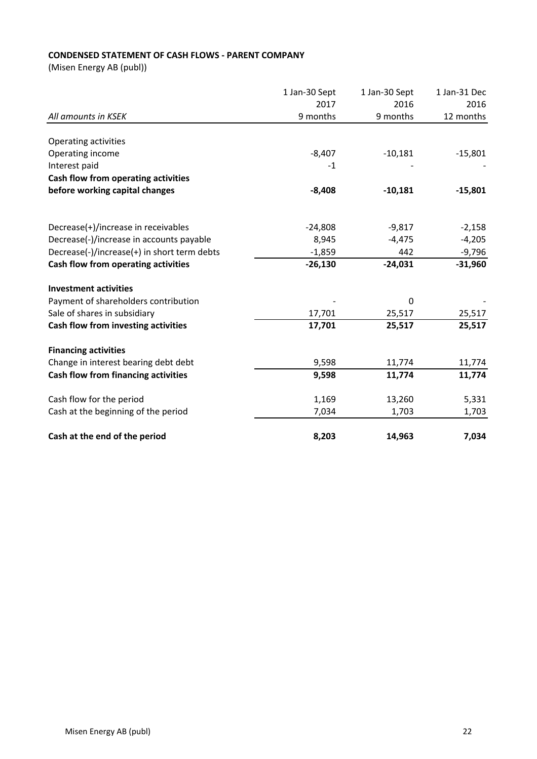**CONDENSED STATEMENT OF CASH FLOWS - PARENT COMPANY**

(Misen Energy AB (publ))

| *All amounts in KSEK* | 1 Jan-30 Sept 2017 9 months | 1 Jan-30 Sept 2016 9 months | 1 Jan-31 Dec 2016 12 months |
|---|---|---|---|
| Operating activities | | | |
| Operating income | -8,407 | -10,181 | -15,801 |
| Interest paid | -1 | - | - |
| **Cash flow from operating activities before working capital changes** | **-8,408** | **-10,181** | **-15,801** |
| | | | |
| Decrease(+)/increase in receivables | -24,808 | -9,817 | -2,158 |
| Decrease(-)/increase in accounts payable | 8,945 | -4,475 | -4,205 |
| Decrease(-)/increase(+) in short term debts | -1,859 | 442 | -9,796 |
| **Cash flow from operating activities** | **-26,130** | **-24,031** | **-31,960** |
| | | | |
| **Investment activities** | | | |
| Payment of shareholders contribution | - | 0 | - |
| Sale of shares in subsidiary | 17,701 | 25,517 | 25,517 |
| **Cash flow from investing activities** | **17,701** | **25,517** | **25,517** |
| | | | |
| **Financing activities** | | | |
| Change in interest bearing debt debt | 9,598 | 11,774 | 11,774 |
| **Cash flow from financing activities** | **9,598** | **11,774** | **11,774** |
| | | | |
| Cash flow for the period | 1,169 | 13,260 | 5,331 |
| Cash at the beginning of the period | 7,034 | 1,703 | 1,703 |
| | | | |
| **Cash at the end of the period** | **8,203** | **14,963** | **7,034** |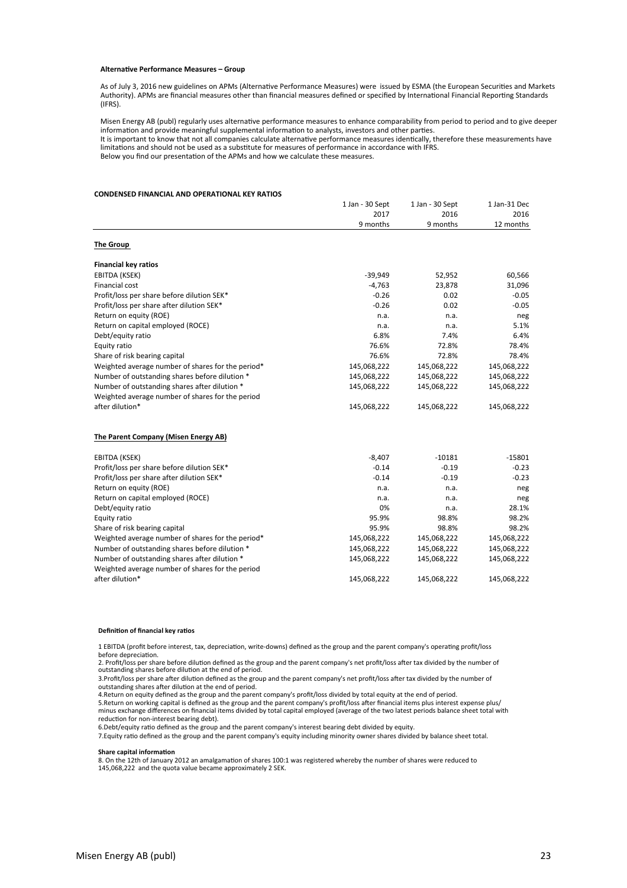**Alternative Performance Measures – Group**

As of July 3, 2016 new guidelines on APMs (Alternative Performance Measures) were issued by ESMA (the European Securities and Markets Authority). APMs are financial measures other than financial measures defined or specified by International Financial Reporting Standards (IFRS).

Misen Energy AB (publ) regularly uses alternative performance measures to enhance comparability from period to period and to give deeper information and provide meaningful supplemental information to analysts, investors and other parties.
It is important to know that not all companies calculate alternative performance measures identically, therefore these measurements have limitations and should not be used as a substitute for measures of performance in accordance with IFRS.
Below you find our presentation of the APMs and how we calculate these measures.

**CONDENSED FINANCIAL AND OPERATIONAL KEY RATIOS**

| | 1 Jan - 30 Sept 2017 9 months | 1 Jan - 30 Sept 2016 9 months | 1 Jan-31 Dec 2016 12 months |
|---|---|---|---|
| **The Group** | | | |
| **Financial key ratios** | | | |
| EBITDA (KSEK) | -39,949 | 52,952 | 60,566 |
| Financial cost | -4,763 | 23,878 | 31,096 |
| Profit/loss per share before dilution SEK* | -0.26 | 0.02 | -0.05 |
| Profit/loss per share after dilution SEK* | -0.26 | 0.02 | -0.05 |
| Return on equity (ROE) | n.a. | n.a. | neg |
| Return on capital employed (ROCE) | n.a. | n.a. | 5.1% |
| Debt/equity ratio | 6.8% | 7.4% | 6.4% |
| Equity ratio | 76.6% | 72.8% | 78.4% |
| Share of risk bearing capital | 76.6% | 72.8% | 78.4% |
| Weighted average number of shares for the period* | 145,068,222 | 145,068,222 | 145,068,222 |
| Number of outstanding shares before dilution * | 145,068,222 | 145,068,222 | 145,068,222 |
| Number of outstanding shares after dilution * | 145,068,222 | 145,068,222 | 145,068,222 |
| Weighted average number of shares for the period after dilution* | 145,068,222 | 145,068,222 | 145,068,222 |
| **The Parent Company (Misen Energy AB)** | | | |
| EBITDA (KSEK) | -8,407 | -10181 | -15801 |
| Profit/loss per share before dilution SEK* | -0.14 | -0.19 | -0.23 |
| Profit/loss per share after dilution SEK* | -0.14 | -0.19 | -0.23 |
| Return on equity (ROE) | n.a. | n.a. | neg |
| Return on capital employed (ROCE) | n.a. | n.a. | neg |
| Debt/equity ratio | 0% | n.a. | 28.1% |
| Equity ratio | 95.9% | 98.8% | 98.2% |
| Share of risk bearing capital | 95.9% | 98.8% | 98.2% |
| Weighted average number of shares for the period* | 145,068,222 | 145,068,222 | 145,068,222 |
| Number of outstanding shares before dilution * | 145,068,222 | 145,068,222 | 145,068,222 |
| Number of outstanding shares after dilution * | 145,068,222 | 145,068,222 | 145,068,222 |
| Weighted average number of shares for the period after dilution* | 145,068,222 | 145,068,222 | 145,068,222 |

**Definition of financial key ratios**

1 EBITDA (profit before interest, tax, depreciation, write-downs) defined as the group and the parent company's operating profit/loss before depreciation.
2. Profit/loss per share before dilution defined as the group and the parent company's net profit/loss after tax divided by the number of outstanding shares before dilution at the end of period.
3.Profit/loss per share after dilution defined as the group and the parent company's net profit/loss after tax divided by the number of outstanding shares after dilution at the end of period.
4.Return on equity defined as the group and the parent company's profit/loss divided by total equity at the end of period.
5.Return on working capital is defined as the group and the parent company's profit/loss after financial items plus interest expense plus/minus exchange differences on financial items divided by total capital employed (average of the two latest periods balance sheet total with reduction for non-interest bearing debt).
6.Debt/equity ratio defined as the group and the parent company's interest bearing debt divided by equity.
7.Equity ratio defined as the group and the parent company's equity including minority owner shares divided by balance sheet total.

**Share capital information**
8. On the 12th of January 2012 an amalgamation of shares 100:1 was registered whereby the number of shares were reduced to 145,068,222 and the quota value became approximately 2 SEK.